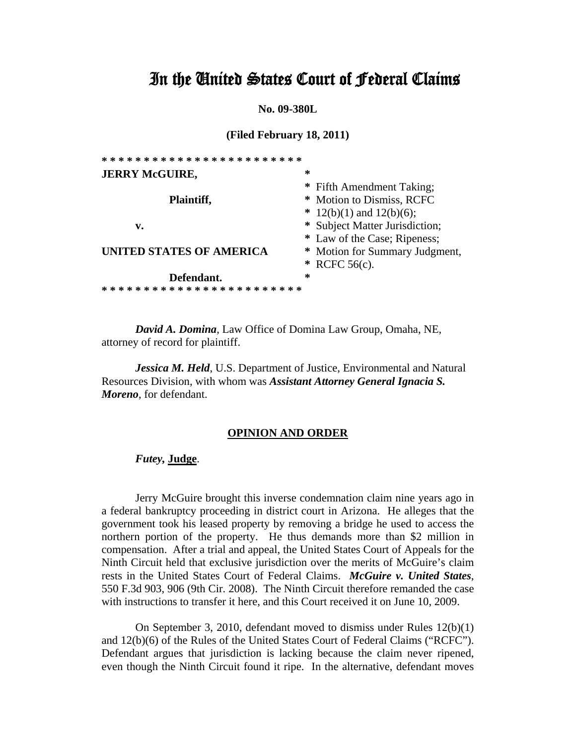# In the United States Court of Federal Claims

**No. 09-380L**

**(Filed February 18, 2011)**

```
* * * * * * * * * * * * * * * * * * * * * * * *
JERRY McGUIRE,                    *
                                  * Fifth Amendment Taking;
          Plaintiff,              * Motion to Dismiss, RCFC
                                  * 12(b)(1) and 12(b)(6);
     v.                           * Subject Matter Jurisdiction;
                                  * Law of the Case; Ripeness;
UNITED STATES OF AMERICA          * Motion for Summary Judgment,
                                  * RCFC 56(c).
          Defendant.              *
* * * * * * * * * * * * * * * * * * * * * * * *
```

***David A. Domina***, Law Office of Domina Law Group, Omaha, NE, attorney of record for plaintiff.

***Jessica M. Held***, U.S. Department of Justice, Environmental and Natural Resources Division, with whom was ***Assistant Attorney General Ignacia S. Moreno***, for defendant.

**OPINION AND ORDER**

***Futey,* Judge**.

Jerry McGuire brought this inverse condemnation claim nine years ago in a federal bankruptcy proceeding in district court in Arizona. He alleges that the government took his leased property by removing a bridge he used to access the northern portion of the property. He thus demands more than $2 million in compensation. After a trial and appeal, the United States Court of Appeals for the Ninth Circuit held that exclusive jurisdiction over the merits of McGuire's claim rests in the United States Court of Federal Claims. ***McGuire v. United States***, 550 F.3d 903, 906 (9th Cir. 2008). The Ninth Circuit therefore remanded the case with instructions to transfer it here, and this Court received it on June 10, 2009.

On September 3, 2010, defendant moved to dismiss under Rules 12(b)(1) and 12(b)(6) of the Rules of the United States Court of Federal Claims ("RCFC"). Defendant argues that jurisdiction is lacking because the claim never ripened, even though the Ninth Circuit found it ripe. In the alternative, defendant moves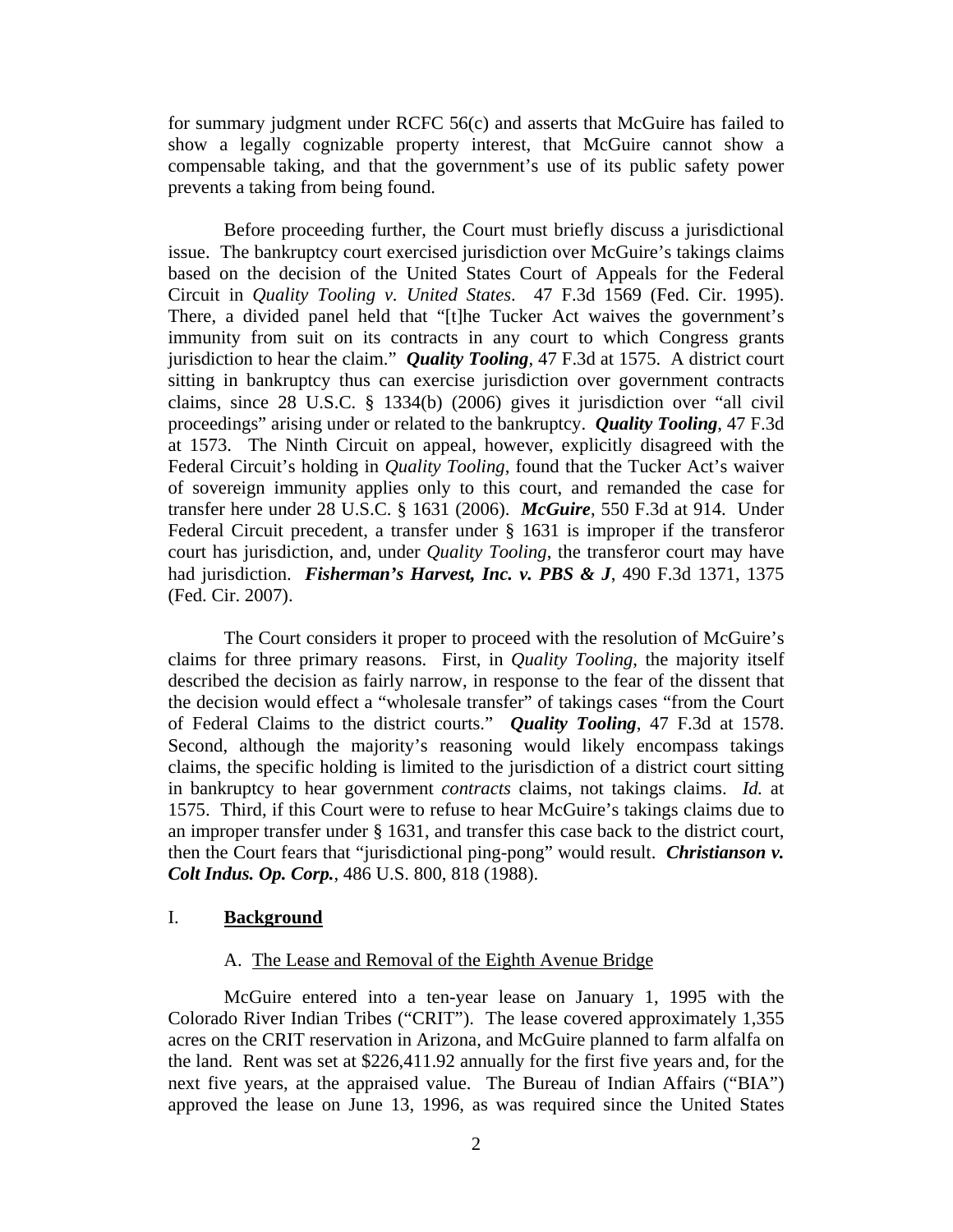for summary judgment under RCFC 56(c) and asserts that McGuire has failed to show a legally cognizable property interest, that McGuire cannot show a compensable taking, and that the government's use of its public safety power prevents a taking from being found.

Before proceeding further, the Court must briefly discuss a jurisdictional issue. The bankruptcy court exercised jurisdiction over McGuire's takings claims based on the decision of the United States Court of Appeals for the Federal Circuit in *Quality Tooling v. United States*. 47 F.3d 1569 (Fed. Cir. 1995). There, a divided panel held that "[t]he Tucker Act waives the government's immunity from suit on its contracts in any court to which Congress grants jurisdiction to hear the claim." ***Quality Tooling***, 47 F.3d at 1575. A district court sitting in bankruptcy thus can exercise jurisdiction over government contracts claims, since 28 U.S.C. § 1334(b) (2006) gives it jurisdiction over "all civil proceedings" arising under or related to the bankruptcy. ***Quality Tooling***, 47 F.3d at 1573. The Ninth Circuit on appeal, however, explicitly disagreed with the Federal Circuit's holding in *Quality Tooling*, found that the Tucker Act's waiver of sovereign immunity applies only to this court, and remanded the case for transfer here under 28 U.S.C. § 1631 (2006). ***McGuire***, 550 F.3d at 914. Under Federal Circuit precedent, a transfer under § 1631 is improper if the transferor court has jurisdiction, and, under *Quality Tooling*, the transferor court may have had jurisdiction. ***Fisherman's Harvest, Inc. v. PBS & J***, 490 F.3d 1371, 1375 (Fed. Cir. 2007).

The Court considers it proper to proceed with the resolution of McGuire's claims for three primary reasons. First, in *Quality Tooling*, the majority itself described the decision as fairly narrow, in response to the fear of the dissent that the decision would effect a "wholesale transfer" of takings cases "from the Court of Federal Claims to the district courts." ***Quality Tooling***, 47 F.3d at 1578. Second, although the majority's reasoning would likely encompass takings claims, the specific holding is limited to the jurisdiction of a district court sitting in bankruptcy to hear government *contracts* claims, not takings claims. *Id.* at 1575. Third, if this Court were to refuse to hear McGuire's takings claims due to an improper transfer under § 1631, and transfer this case back to the district court, then the Court fears that "jurisdictional ping-pong" would result. ***Christianson v. Colt Indus. Op. Corp.***, 486 U.S. 800, 818 (1988).

## I. Background

### A. The Lease and Removal of the Eighth Avenue Bridge

McGuire entered into a ten-year lease on January 1, 1995 with the Colorado River Indian Tribes ("CRIT"). The lease covered approximately 1,355 acres on the CRIT reservation in Arizona, and McGuire planned to farm alfalfa on the land. Rent was set at $226,411.92 annually for the first five years and, for the next five years, at the appraised value. The Bureau of Indian Affairs ("BIA") approved the lease on June 13, 1996, as was required since the United States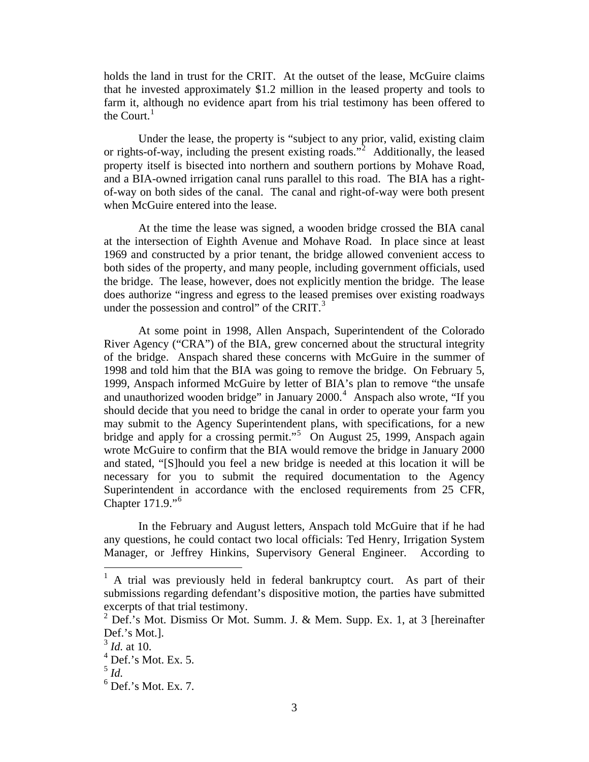holds the land in trust for the CRIT. At the outset of the lease, McGuire claims that he invested approximately $1.2 million in the leased property and tools to farm it, although no evidence apart from his trial testimony has been offered to the Court.[1]

Under the lease, the property is "subject to any prior, valid, existing claim or rights-of-way, including the present existing roads."[2] Additionally, the leased property itself is bisected into northern and southern portions by Mohave Road, and a BIA-owned irrigation canal runs parallel to this road. The BIA has a right-of-way on both sides of the canal. The canal and right-of-way were both present when McGuire entered into the lease.

At the time the lease was signed, a wooden bridge crossed the BIA canal at the intersection of Eighth Avenue and Mohave Road. In place since at least 1969 and constructed by a prior tenant, the bridge allowed convenient access to both sides of the property, and many people, including government officials, used the bridge. The lease, however, does not explicitly mention the bridge. The lease does authorize "ingress and egress to the leased premises over existing roadways under the possession and control" of the CRIT.[3]

At some point in 1998, Allen Anspach, Superintendent of the Colorado River Agency ("CRA") of the BIA, grew concerned about the structural integrity of the bridge. Anspach shared these concerns with McGuire in the summer of 1998 and told him that the BIA was going to remove the bridge. On February 5, 1999, Anspach informed McGuire by letter of BIA's plan to remove "the unsafe and unauthorized wooden bridge" in January 2000.[4] Anspach also wrote, "If you should decide that you need to bridge the canal in order to operate your farm you may submit to the Agency Superintendent plans, with specifications, for a new bridge and apply for a crossing permit."[5] On August 25, 1999, Anspach again wrote McGuire to confirm that the BIA would remove the bridge in January 2000 and stated, "[S]hould you feel a new bridge is needed at this location it will be necessary for you to submit the required documentation to the Agency Superintendent in accordance with the enclosed requirements from 25 CFR, Chapter 171.9."[6]

In the February and August letters, Anspach told McGuire that if he had any questions, he could contact two local officials: Ted Henry, Irrigation System Manager, or Jeffrey Hinkins, Supervisory General Engineer. According to

---

[1] A trial was previously held in federal bankruptcy court. As part of their submissions regarding defendant's dispositive motion, the parties have submitted excerpts of that trial testimony.

[2] Def.'s Mot. Dismiss Or Mot. Summ. J. & Mem. Supp. Ex. 1, at 3 [hereinafter Def.'s Mot.].

[3] *Id.* at 10.

[4] Def.'s Mot. Ex. 5.

[5] *Id.*

[6] Def.'s Mot. Ex. 7.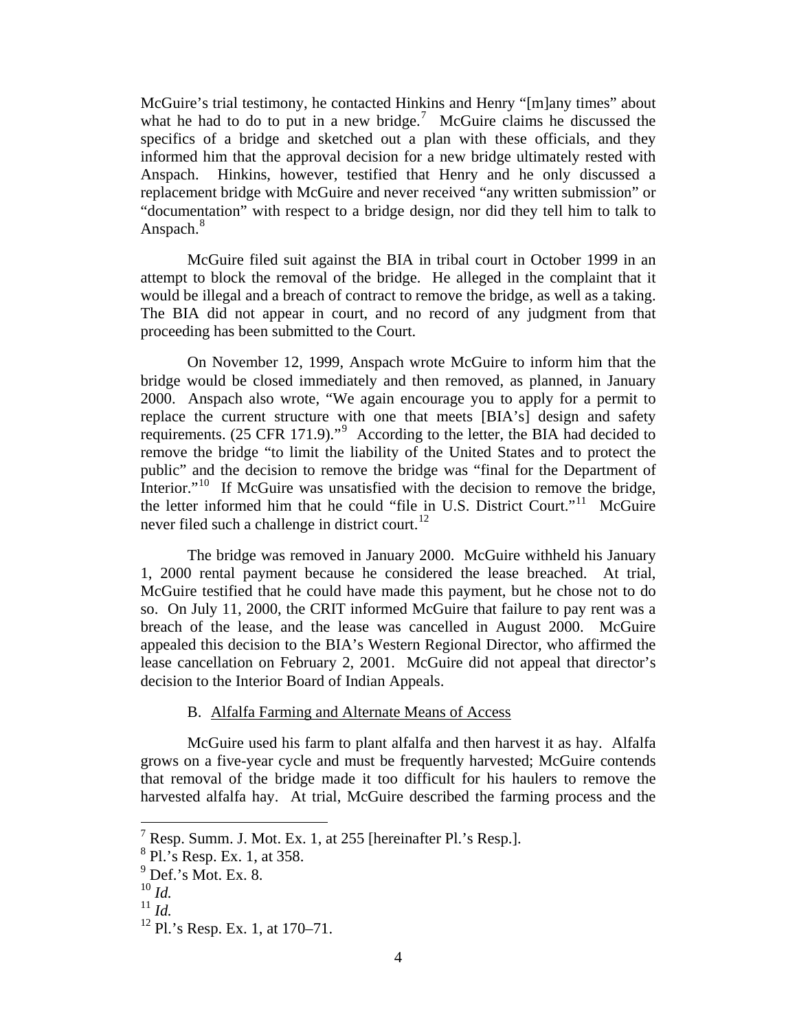McGuire's trial testimony, he contacted Hinkins and Henry "[m]any times" about what he had to do to put in a new bridge.[7] McGuire claims he discussed the specifics of a bridge and sketched out a plan with these officials, and they informed him that the approval decision for a new bridge ultimately rested with Anspach. Hinkins, however, testified that Henry and he only discussed a replacement bridge with McGuire and never received "any written submission" or "documentation" with respect to a bridge design, nor did they tell him to talk to Anspach.[8]

McGuire filed suit against the BIA in tribal court in October 1999 in an attempt to block the removal of the bridge. He alleged in the complaint that it would be illegal and a breach of contract to remove the bridge, as well as a taking. The BIA did not appear in court, and no record of any judgment from that proceeding has been submitted to the Court.

On November 12, 1999, Anspach wrote McGuire to inform him that the bridge would be closed immediately and then removed, as planned, in January 2000. Anspach also wrote, "We again encourage you to apply for a permit to replace the current structure with one that meets [BIA's] design and safety requirements. (25 CFR 171.9)."[9] According to the letter, the BIA had decided to remove the bridge "to limit the liability of the United States and to protect the public" and the decision to remove the bridge was "final for the Department of Interior."[10] If McGuire was unsatisfied with the decision to remove the bridge, the letter informed him that he could "file in U.S. District Court."[11] McGuire never filed such a challenge in district court.[12]

The bridge was removed in January 2000. McGuire withheld his January 1, 2000 rental payment because he considered the lease breached. At trial, McGuire testified that he could have made this payment, but he chose not to do so. On July 11, 2000, the CRIT informed McGuire that failure to pay rent was a breach of the lease, and the lease was cancelled in August 2000. McGuire appealed this decision to the BIA's Western Regional Director, who affirmed the lease cancellation on February 2, 2001. McGuire did not appeal that director's decision to the Interior Board of Indian Appeals.

### B. Alfalfa Farming and Alternate Means of Access

McGuire used his farm to plant alfalfa and then harvest it as hay. Alfalfa grows on a five-year cycle and must be frequently harvested; McGuire contends that removal of the bridge made it too difficult for his haulers to remove the harvested alfalfa hay. At trial, McGuire described the farming process and the

---

[7] Resp. Summ. J. Mot. Ex. 1, at 255 [hereinafter Pl.'s Resp.].

[8] Pl.'s Resp. Ex. 1, at 358.

[9] Def.'s Mot. Ex. 8.

[10] *Id.*

[11] *Id.*

[12] Pl.'s Resp. Ex. 1, at 170–71.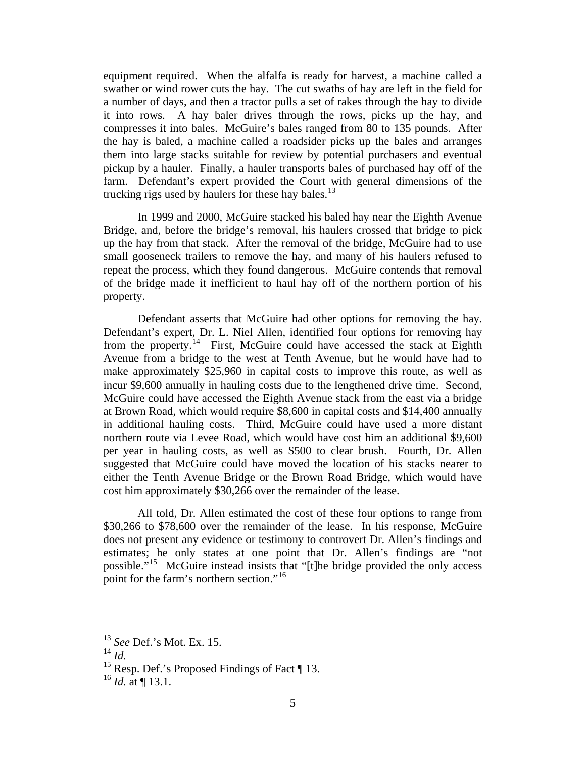equipment required. When the alfalfa is ready for harvest, a machine called a swather or wind rower cuts the hay. The cut swaths of hay are left in the field for a number of days, and then a tractor pulls a set of rakes through the hay to divide it into rows. A hay baler drives through the rows, picks up the hay, and compresses it into bales. McGuire's bales ranged from 80 to 135 pounds. After the hay is baled, a machine called a roadsider picks up the bales and arranges them into large stacks suitable for review by potential purchasers and eventual pickup by a hauler. Finally, a hauler transports bales of purchased hay off of the farm. Defendant's expert provided the Court with general dimensions of the trucking rigs used by haulers for these hay bales.[13]

In 1999 and 2000, McGuire stacked his baled hay near the Eighth Avenue Bridge, and, before the bridge's removal, his haulers crossed that bridge to pick up the hay from that stack. After the removal of the bridge, McGuire had to use small gooseneck trailers to remove the hay, and many of his haulers refused to repeat the process, which they found dangerous. McGuire contends that removal of the bridge made it inefficient to haul hay off of the northern portion of his property.

Defendant asserts that McGuire had other options for removing the hay. Defendant's expert, Dr. L. Niel Allen, identified four options for removing hay from the property.[14] First, McGuire could have accessed the stack at Eighth Avenue from a bridge to the west at Tenth Avenue, but he would have had to make approximately $25,960 in capital costs to improve this route, as well as incur $9,600 annually in hauling costs due to the lengthened drive time. Second, McGuire could have accessed the Eighth Avenue stack from the east via a bridge at Brown Road, which would require $8,600 in capital costs and $14,400 annually in additional hauling costs. Third, McGuire could have used a more distant northern route via Levee Road, which would have cost him an additional $9,600 per year in hauling costs, as well as $500 to clear brush. Fourth, Dr. Allen suggested that McGuire could have moved the location of his stacks nearer to either the Tenth Avenue Bridge or the Brown Road Bridge, which would have cost him approximately $30,266 over the remainder of the lease.

All told, Dr. Allen estimated the cost of these four options to range from $30,266 to $78,600 over the remainder of the lease. In his response, McGuire does not present any evidence or testimony to controvert Dr. Allen's findings and estimates; he only states at one point that Dr. Allen's findings are "not possible."[15] McGuire instead insists that "[t]he bridge provided the only access point for the farm's northern section."[16]

---

[13] *See* Def.'s Mot. Ex. 15.

[14] *Id.*

[15] Resp. Def.'s Proposed Findings of Fact ¶ 13.

[16] *Id.* at ¶ 13.1.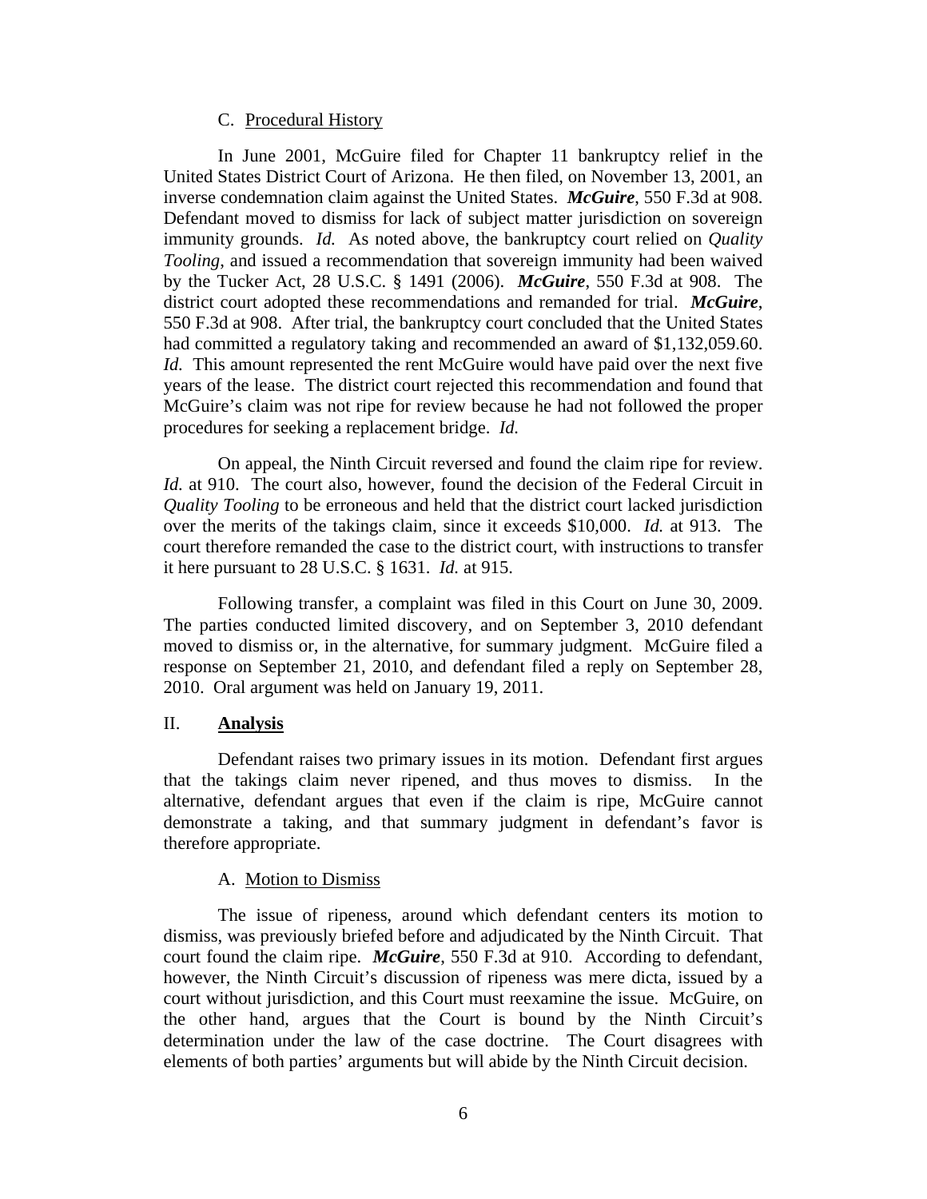### C. Procedural History

In June 2001, McGuire filed for Chapter 11 bankruptcy relief in the United States District Court of Arizona. He then filed, on November 13, 2001, an inverse condemnation claim against the United States. ***McGuire***, 550 F.3d at 908. Defendant moved to dismiss for lack of subject matter jurisdiction on sovereign immunity grounds. *Id.* As noted above, the bankruptcy court relied on *Quality Tooling*, and issued a recommendation that sovereign immunity had been waived by the Tucker Act, 28 U.S.C. § 1491 (2006). ***McGuire***, 550 F.3d at 908. The district court adopted these recommendations and remanded for trial. ***McGuire***, 550 F.3d at 908. After trial, the bankruptcy court concluded that the United States had committed a regulatory taking and recommended an award of $1,132,059.60. *Id.* This amount represented the rent McGuire would have paid over the next five years of the lease. The district court rejected this recommendation and found that McGuire's claim was not ripe for review because he had not followed the proper procedures for seeking a replacement bridge. *Id.*

On appeal, the Ninth Circuit reversed and found the claim ripe for review. *Id.* at 910. The court also, however, found the decision of the Federal Circuit in *Quality Tooling* to be erroneous and held that the district court lacked jurisdiction over the merits of the takings claim, since it exceeds $10,000. *Id.* at 913. The court therefore remanded the case to the district court, with instructions to transfer it here pursuant to 28 U.S.C. § 1631. *Id.* at 915.

Following transfer, a complaint was filed in this Court on June 30, 2009. The parties conducted limited discovery, and on September 3, 2010 defendant moved to dismiss or, in the alternative, for summary judgment. McGuire filed a response on September 21, 2010, and defendant filed a reply on September 28, 2010. Oral argument was held on January 19, 2011.

## II. **Analysis**

Defendant raises two primary issues in its motion. Defendant first argues that the takings claim never ripened, and thus moves to dismiss. In the alternative, defendant argues that even if the claim is ripe, McGuire cannot demonstrate a taking, and that summary judgment in defendant's favor is therefore appropriate.

### A. Motion to Dismiss

The issue of ripeness, around which defendant centers its motion to dismiss, was previously briefed before and adjudicated by the Ninth Circuit. That court found the claim ripe. ***McGuire***, 550 F.3d at 910. According to defendant, however, the Ninth Circuit's discussion of ripeness was mere dicta, issued by a court without jurisdiction, and this Court must reexamine the issue. McGuire, on the other hand, argues that the Court is bound by the Ninth Circuit's determination under the law of the case doctrine. The Court disagrees with elements of both parties' arguments but will abide by the Ninth Circuit decision.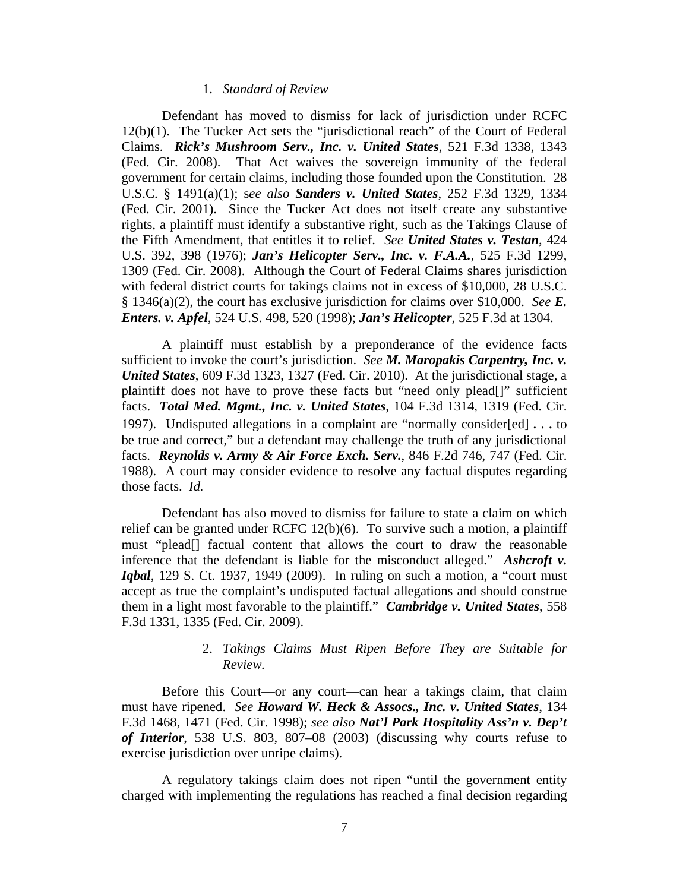1. *Standard of Review*

Defendant has moved to dismiss for lack of jurisdiction under RCFC 12(b)(1). The Tucker Act sets the "jurisdictional reach" of the Court of Federal Claims. ***Rick's Mushroom Serv., Inc. v. United States***, 521 F.3d 1338, 1343 (Fed. Cir. 2008). That Act waives the sovereign immunity of the federal government for certain claims, including those founded upon the Constitution. 28 U.S.C. § 1491(a)(1); s*ee also* ***Sanders v. United States***, 252 F.3d 1329, 1334 (Fed. Cir. 2001). Since the Tucker Act does not itself create any substantive rights, a plaintiff must identify a substantive right, such as the Takings Clause of the Fifth Amendment, that entitles it to relief. *See* ***United States v. Testan***, 424 U.S. 392, 398 (1976); ***Jan's Helicopter Serv., Inc. v. F.A.A.***, 525 F.3d 1299, 1309 (Fed. Cir. 2008). Although the Court of Federal Claims shares jurisdiction with federal district courts for takings claims not in excess of $10,000, 28 U.S.C. § 1346(a)(2), the court has exclusive jurisdiction for claims over $10,000. *See* ***E. Enters. v. Apfel***, 524 U.S. 498, 520 (1998); ***Jan's Helicopter***, 525 F.3d at 1304.

A plaintiff must establish by a preponderance of the evidence facts sufficient to invoke the court's jurisdiction. *See* ***M. Maropakis Carpentry, Inc. v. United States***, 609 F.3d 1323, 1327 (Fed. Cir. 2010). At the jurisdictional stage, a plaintiff does not have to prove these facts but "need only plead[]" sufficient facts. ***Total Med. Mgmt., Inc. v. United States***, 104 F.3d 1314, 1319 (Fed. Cir. 1997). Undisputed allegations in a complaint are "normally consider[ed] . . . to be true and correct," but a defendant may challenge the truth of any jurisdictional facts. ***Reynolds v. Army & Air Force Exch. Serv.***, 846 F.2d 746, 747 (Fed. Cir. 1988). A court may consider evidence to resolve any factual disputes regarding those facts. *Id.*

Defendant has also moved to dismiss for failure to state a claim on which relief can be granted under RCFC 12(b)(6). To survive such a motion, a plaintiff must "plead[] factual content that allows the court to draw the reasonable inference that the defendant is liable for the misconduct alleged." ***Ashcroft v. Iqbal***, 129 S. Ct. 1937, 1949 (2009). In ruling on such a motion, a "court must accept as true the complaint's undisputed factual allegations and should construe them in a light most favorable to the plaintiff." ***Cambridge v. United States***, 558 F.3d 1331, 1335 (Fed. Cir. 2009).

2. *Takings Claims Must Ripen Before They are Suitable for Review.*

Before this Court—or any court—can hear a takings claim, that claim must have ripened. *See* ***Howard W. Heck & Assocs., Inc. v. United States***, 134 F.3d 1468, 1471 (Fed. Cir. 1998); *see also* ***Nat'l Park Hospitality Ass'n v. Dep't of Interior***, 538 U.S. 803, 807–08 (2003) (discussing why courts refuse to exercise jurisdiction over unripe claims).

A regulatory takings claim does not ripen "until the government entity charged with implementing the regulations has reached a final decision regarding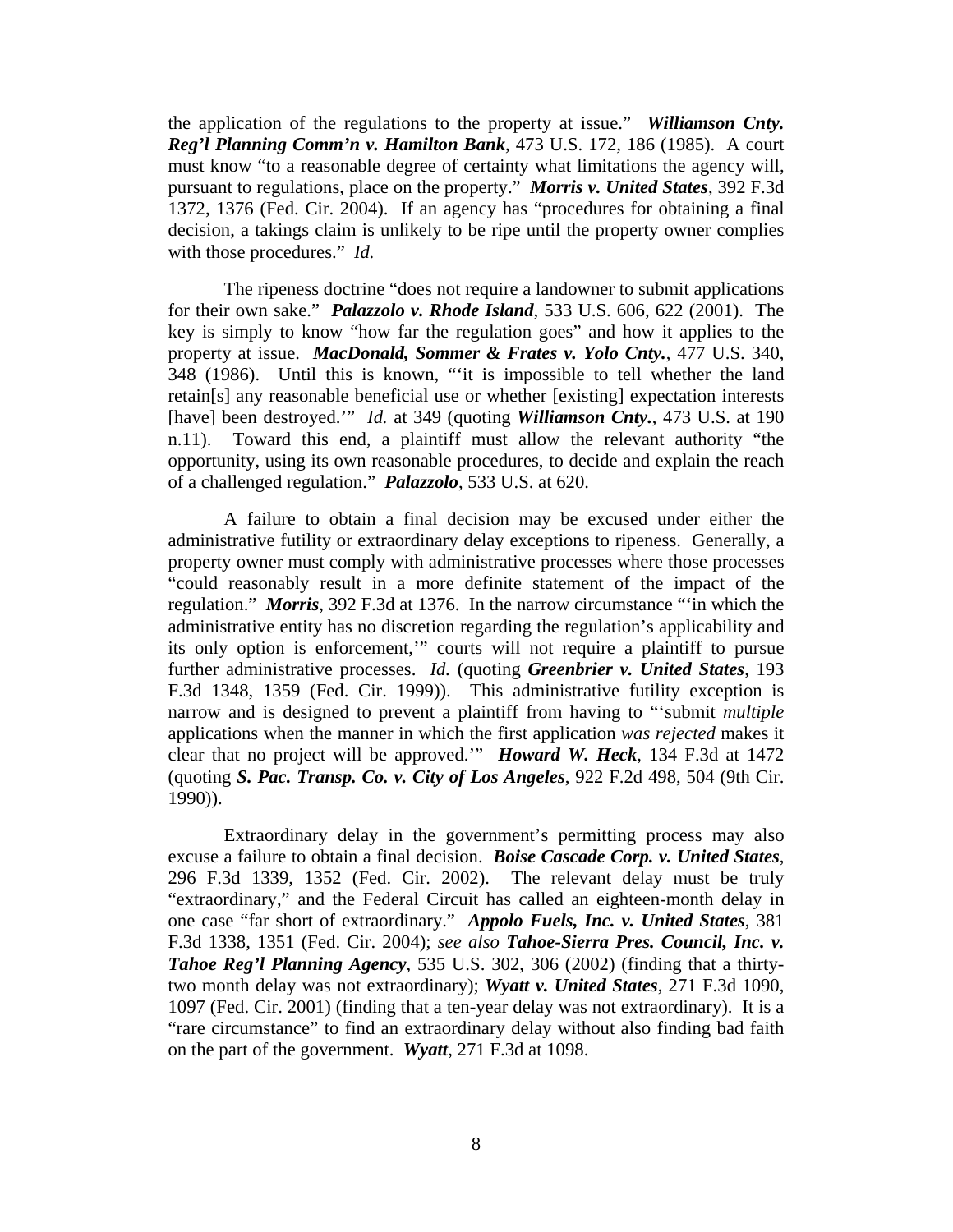the application of the regulations to the property at issue." ***Williamson Cnty. Reg'l Planning Comm'n v. Hamilton Bank***, 473 U.S. 172, 186 (1985). A court must know "to a reasonable degree of certainty what limitations the agency will, pursuant to regulations, place on the property." ***Morris v. United States***, 392 F.3d 1372, 1376 (Fed. Cir. 2004). If an agency has "procedures for obtaining a final decision, a takings claim is unlikely to be ripe until the property owner complies with those procedures." *Id.*

The ripeness doctrine "does not require a landowner to submit applications for their own sake." ***Palazzolo v. Rhode Island***, 533 U.S. 606, 622 (2001). The key is simply to know "how far the regulation goes" and how it applies to the property at issue. ***MacDonald, Sommer & Frates v. Yolo Cnty.***, 477 U.S. 340, 348 (1986). Until this is known, "'it is impossible to tell whether the land retain[s] any reasonable beneficial use or whether [existing] expectation interests [have] been destroyed.'" *Id.* at 349 (quoting ***Williamson Cnty.***, 473 U.S. at 190 n.11). Toward this end, a plaintiff must allow the relevant authority "the opportunity, using its own reasonable procedures, to decide and explain the reach of a challenged regulation." ***Palazzolo***, 533 U.S. at 620.

A failure to obtain a final decision may be excused under either the administrative futility or extraordinary delay exceptions to ripeness. Generally, a property owner must comply with administrative processes where those processes "could reasonably result in a more definite statement of the impact of the regulation." ***Morris***, 392 F.3d at 1376. In the narrow circumstance "'in which the administrative entity has no discretion regarding the regulation's applicability and its only option is enforcement,'" courts will not require a plaintiff to pursue further administrative processes. *Id.* (quoting ***Greenbrier v. United States***, 193 F.3d 1348, 1359 (Fed. Cir. 1999)). This administrative futility exception is narrow and is designed to prevent a plaintiff from having to "'submit *multiple* applications when the manner in which the first application *was rejected* makes it clear that no project will be approved.'" ***Howard W. Heck***, 134 F.3d at 1472 (quoting ***S. Pac. Transp. Co. v. City of Los Angeles***, 922 F.2d 498, 504 (9th Cir. 1990)).

Extraordinary delay in the government's permitting process may also excuse a failure to obtain a final decision. ***Boise Cascade Corp. v. United States***, 296 F.3d 1339, 1352 (Fed. Cir. 2002). The relevant delay must be truly "extraordinary," and the Federal Circuit has called an eighteen-month delay in one case "far short of extraordinary." ***Appolo Fuels, Inc. v. United States***, 381 F.3d 1338, 1351 (Fed. Cir. 2004); *see also* ***Tahoe-Sierra Pres. Council, Inc. v. Tahoe Reg'l Planning Agency***, 535 U.S. 302, 306 (2002) (finding that a thirty-two month delay was not extraordinary); ***Wyatt v. United States***, 271 F.3d 1090, 1097 (Fed. Cir. 2001) (finding that a ten-year delay was not extraordinary). It is a "rare circumstance" to find an extraordinary delay without also finding bad faith on the part of the government. ***Wyatt***, 271 F.3d at 1098.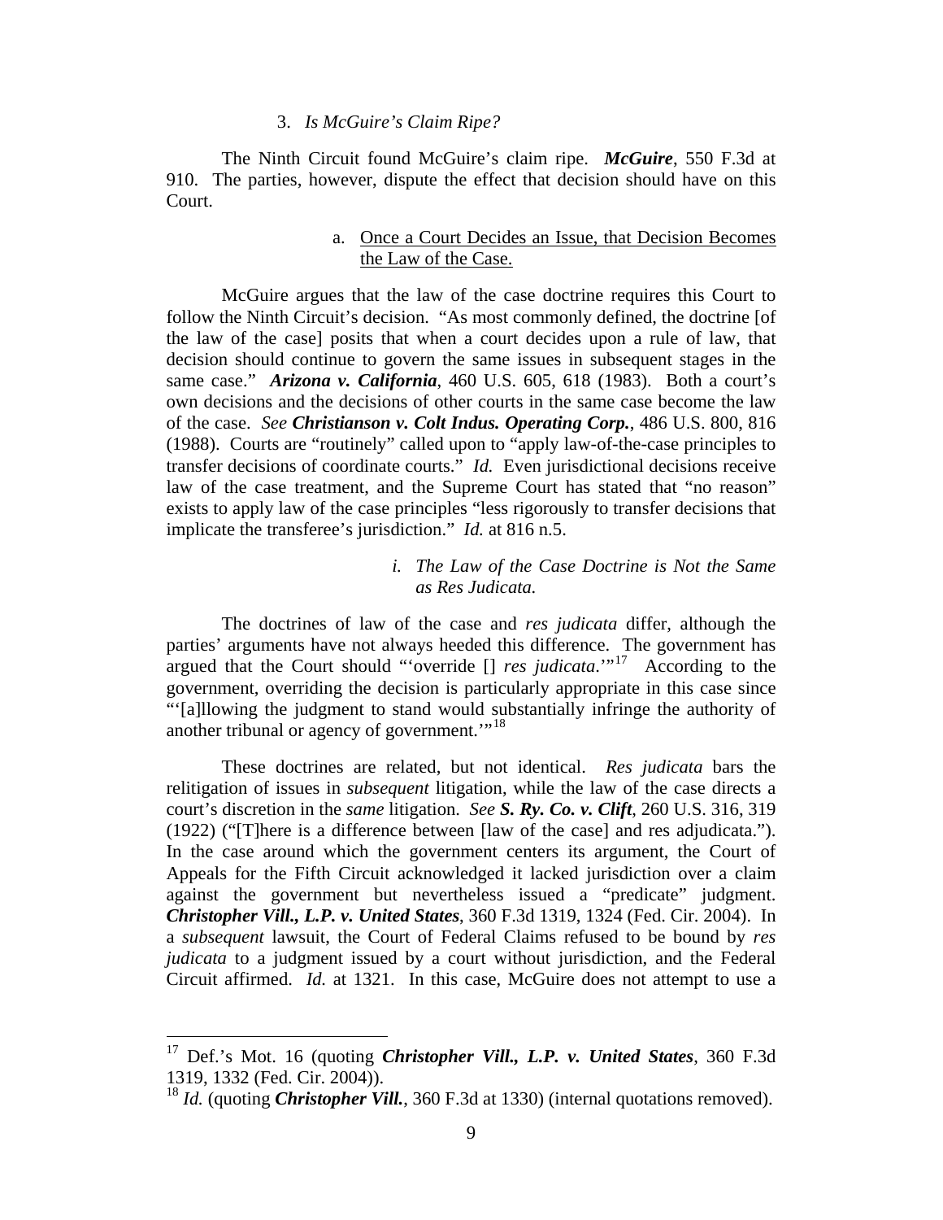### 3. *Is McGuire's Claim Ripe?*

The Ninth Circuit found McGuire's claim ripe. ***McGuire***, 550 F.3d at 910. The parties, however, dispute the effect that decision should have on this Court.

#### a. Once a Court Decides an Issue, that Decision Becomes the Law of the Case.

McGuire argues that the law of the case doctrine requires this Court to follow the Ninth Circuit's decision. "As most commonly defined, the doctrine [of the law of the case] posits that when a court decides upon a rule of law, that decision should continue to govern the same issues in subsequent stages in the same case." ***Arizona v. California***, 460 U.S. 605, 618 (1983). Both a court's own decisions and the decisions of other courts in the same case become the law of the case. *See* ***Christianson v. Colt Indus. Operating Corp.***, 486 U.S. 800, 816 (1988). Courts are "routinely" called upon to "apply law-of-the-case principles to transfer decisions of coordinate courts." *Id.* Even jurisdictional decisions receive law of the case treatment, and the Supreme Court has stated that "no reason" exists to apply law of the case principles "less rigorously to transfer decisions that implicate the transferee's jurisdiction." *Id.* at 816 n.5.

##### i. *The Law of the Case Doctrine is Not the Same as Res Judicata.*

The doctrines of law of the case and *res judicata* differ, although the parties' arguments have not always heeded this difference. The government has argued that the Court should "'override [] *res judicata*.'"[17] According to the government, overriding the decision is particularly appropriate in this case since "'[a]llowing the judgment to stand would substantially infringe the authority of another tribunal or agency of government.'"[18]

These doctrines are related, but not identical. *Res judicata* bars the relitigation of issues in *subsequent* litigation, while the law of the case directs a court's discretion in the *same* litigation. *See* ***S. Ry. Co. v. Clift***, 260 U.S. 316, 319 (1922) ("[T]here is a difference between [law of the case] and res adjudicata."). In the case around which the government centers its argument, the Court of Appeals for the Fifth Circuit acknowledged it lacked jurisdiction over a claim against the government but nevertheless issued a "predicate" judgment. ***Christopher Vill., L.P. v. United States***, 360 F.3d 1319, 1324 (Fed. Cir. 2004). In a *subsequent* lawsuit, the Court of Federal Claims refused to be bound by *res judicata* to a judgment issued by a court without jurisdiction, and the Federal Circuit affirmed. *Id.* at 1321. In this case, McGuire does not attempt to use a

---

[17] Def.'s Mot. 16 (quoting ***Christopher Vill., L.P. v. United States***, 360 F.3d 1319, 1332 (Fed. Cir. 2004)).

[18] *Id.* (quoting ***Christopher Vill.***, 360 F.3d at 1330) (internal quotations removed).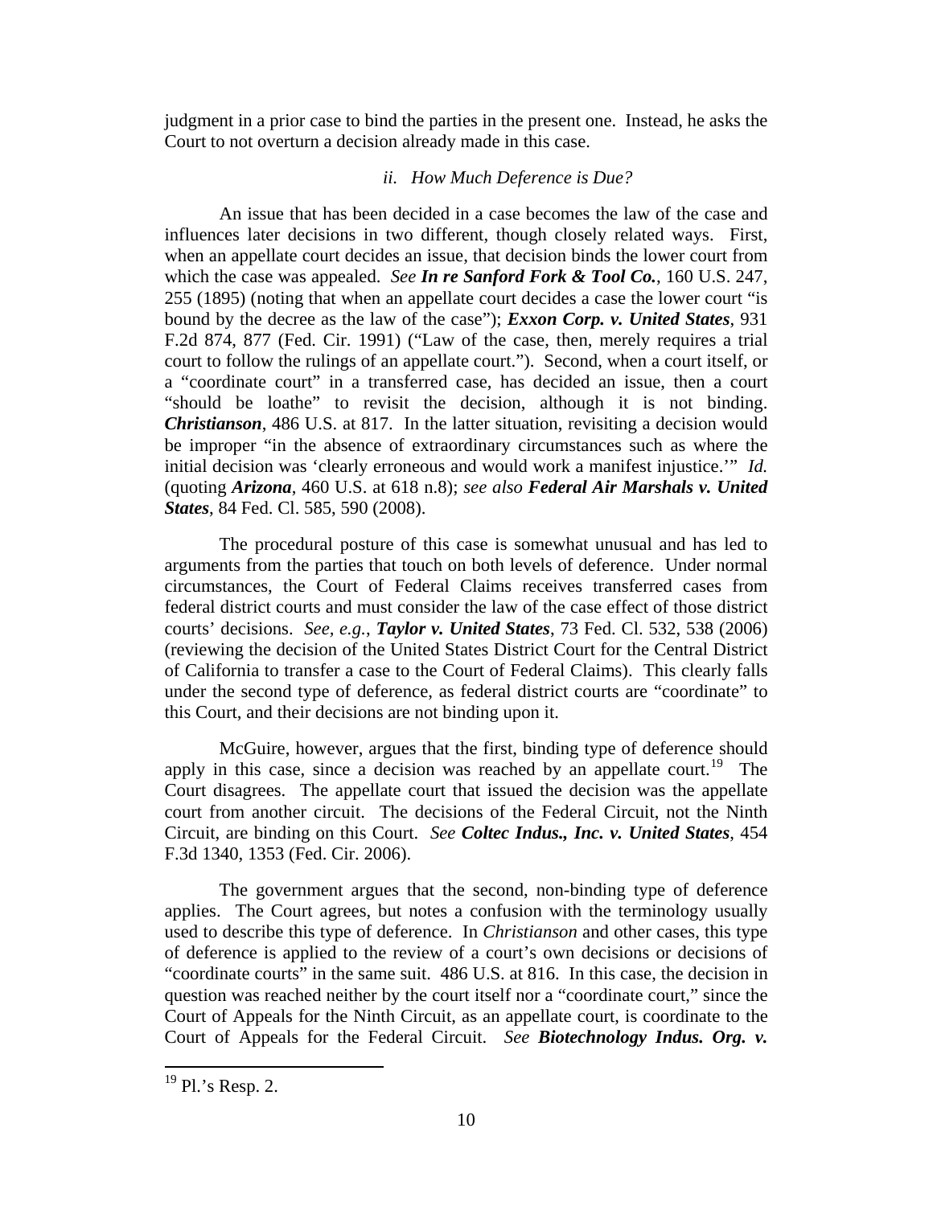judgment in a prior case to bind the parties in the present one. Instead, he asks the Court to not overturn a decision already made in this case.

### *ii. How Much Deference is Due?*

An issue that has been decided in a case becomes the law of the case and influences later decisions in two different, though closely related ways. First, when an appellate court decides an issue, that decision binds the lower court from which the case was appealed. *See* ***In re Sanford Fork & Tool Co.***, 160 U.S. 247, 255 (1895) (noting that when an appellate court decides a case the lower court "is bound by the decree as the law of the case"); ***Exxon Corp. v. United States***, 931 F.2d 874, 877 (Fed. Cir. 1991) ("Law of the case, then, merely requires a trial court to follow the rulings of an appellate court."). Second, when a court itself, or a "coordinate court" in a transferred case, has decided an issue, then a court "should be loathe" to revisit the decision, although it is not binding. ***Christianson***, 486 U.S. at 817. In the latter situation, revisiting a decision would be improper "in the absence of extraordinary circumstances such as where the initial decision was 'clearly erroneous and would work a manifest injustice.'" *Id.* (quoting ***Arizona***, 460 U.S. at 618 n.8); *see also* ***Federal Air Marshals v. United States***, 84 Fed. Cl. 585, 590 (2008).

The procedural posture of this case is somewhat unusual and has led to arguments from the parties that touch on both levels of deference. Under normal circumstances, the Court of Federal Claims receives transferred cases from federal district courts and must consider the law of the case effect of those district courts' decisions. *See, e.g.*, ***Taylor v. United States***, 73 Fed. Cl. 532, 538 (2006) (reviewing the decision of the United States District Court for the Central District of California to transfer a case to the Court of Federal Claims). This clearly falls under the second type of deference, as federal district courts are "coordinate" to this Court, and their decisions are not binding upon it.

McGuire, however, argues that the first, binding type of deference should apply in this case, since a decision was reached by an appellate court.[19] The Court disagrees. The appellate court that issued the decision was the appellate court from another circuit. The decisions of the Federal Circuit, not the Ninth Circuit, are binding on this Court. *See* ***Coltec Indus., Inc. v. United States***, 454 F.3d 1340, 1353 (Fed. Cir. 2006).

The government argues that the second, non-binding type of deference applies. The Court agrees, but notes a confusion with the terminology usually used to describe this type of deference. In *Christianson* and other cases, this type of deference is applied to the review of a court's own decisions or decisions of "coordinate courts" in the same suit. 486 U.S. at 816. In this case, the decision in question was reached neither by the court itself nor a "coordinate court," since the Court of Appeals for the Ninth Circuit, as an appellate court, is coordinate to the Court of Appeals for the Federal Circuit. *See* ***Biotechnology Indus. Org. v.***

---

[19] Pl.'s Resp. 2.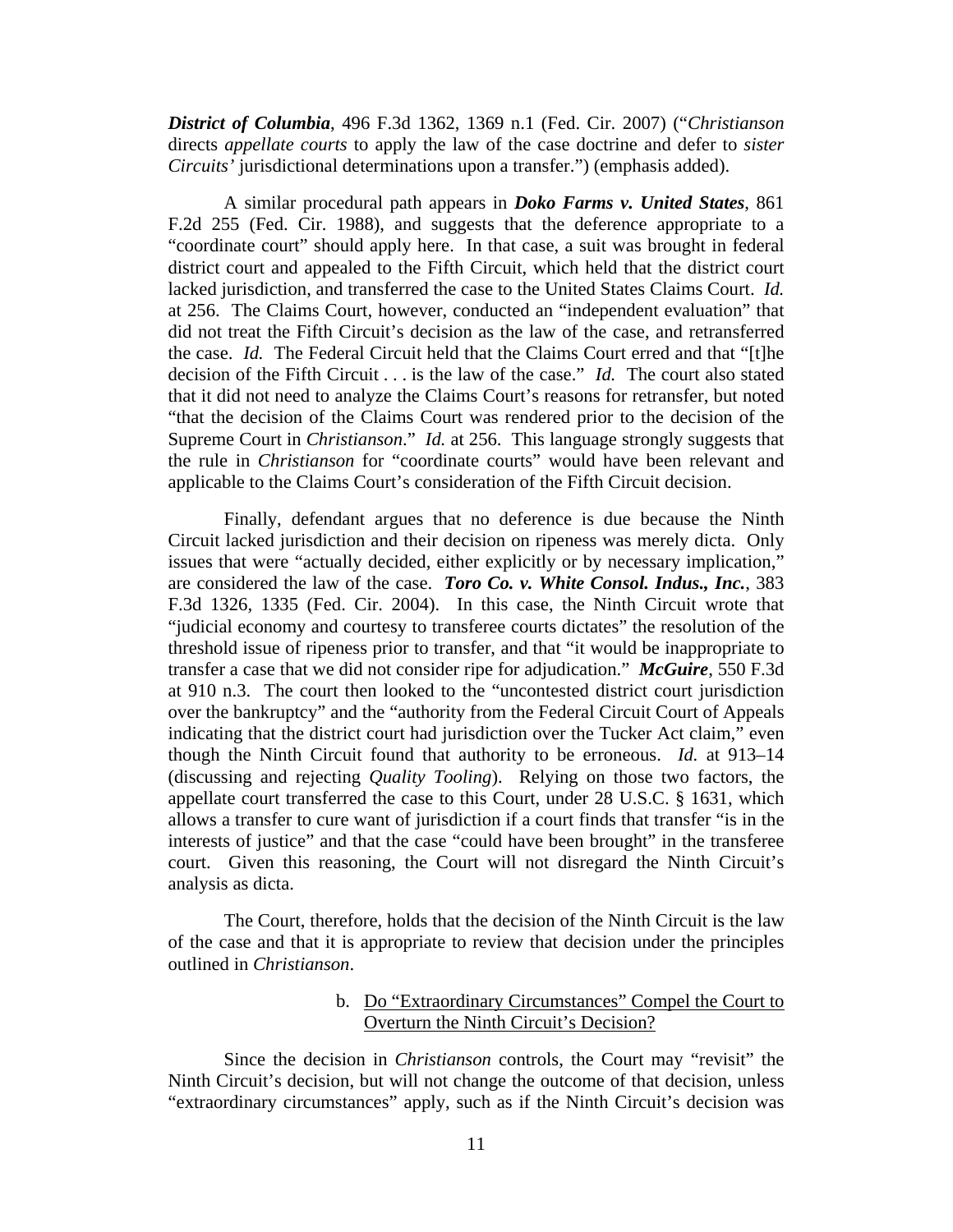***District of Columbia***, 496 F.3d 1362, 1369 n.1 (Fed. Cir. 2007) ("*Christianson* directs *appellate courts* to apply the law of the case doctrine and defer to *sister Circuits'* jurisdictional determinations upon a transfer.") (emphasis added).

A similar procedural path appears in ***Doko Farms v. United States***, 861 F.2d 255 (Fed. Cir. 1988), and suggests that the deference appropriate to a "coordinate court" should apply here. In that case, a suit was brought in federal district court and appealed to the Fifth Circuit, which held that the district court lacked jurisdiction, and transferred the case to the United States Claims Court. *Id.* at 256. The Claims Court, however, conducted an "independent evaluation" that did not treat the Fifth Circuit's decision as the law of the case, and retransferred the case. *Id.* The Federal Circuit held that the Claims Court erred and that "[t]he decision of the Fifth Circuit . . . is the law of the case." *Id.* The court also stated that it did not need to analyze the Claims Court's reasons for retransfer, but noted "that the decision of the Claims Court was rendered prior to the decision of the Supreme Court in *Christianson*." *Id.* at 256. This language strongly suggests that the rule in *Christianson* for "coordinate courts" would have been relevant and applicable to the Claims Court's consideration of the Fifth Circuit decision.

Finally, defendant argues that no deference is due because the Ninth Circuit lacked jurisdiction and their decision on ripeness was merely dicta. Only issues that were "actually decided, either explicitly or by necessary implication," are considered the law of the case. ***Toro Co. v. White Consol. Indus., Inc.***, 383 F.3d 1326, 1335 (Fed. Cir. 2004). In this case, the Ninth Circuit wrote that "judicial economy and courtesy to transferee courts dictates" the resolution of the threshold issue of ripeness prior to transfer, and that "it would be inappropriate to transfer a case that we did not consider ripe for adjudication." ***McGuire***, 550 F.3d at 910 n.3. The court then looked to the "uncontested district court jurisdiction over the bankruptcy" and the "authority from the Federal Circuit Court of Appeals indicating that the district court had jurisdiction over the Tucker Act claim," even though the Ninth Circuit found that authority to be erroneous. *Id.* at 913–14 (discussing and rejecting *Quality Tooling*). Relying on those two factors, the appellate court transferred the case to this Court, under 28 U.S.C. § 1631, which allows a transfer to cure want of jurisdiction if a court finds that transfer "is in the interests of justice" and that the case "could have been brought" in the transferee court. Given this reasoning, the Court will not disregard the Ninth Circuit's analysis as dicta.

The Court, therefore, holds that the decision of the Ninth Circuit is the law of the case and that it is appropriate to review that decision under the principles outlined in *Christianson*.

b. Do "Extraordinary Circumstances" Compel the Court to Overturn the Ninth Circuit's Decision?

Since the decision in *Christianson* controls, the Court may "revisit" the Ninth Circuit's decision, but will not change the outcome of that decision, unless "extraordinary circumstances" apply, such as if the Ninth Circuit's decision was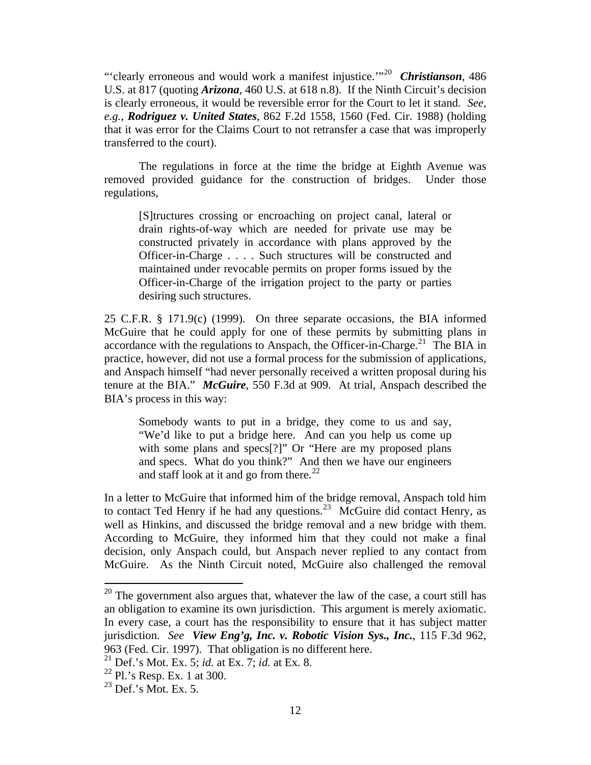"'clearly erroneous and would work a manifest injustice.'"[20] ***Christianson***, 486 U.S. at 817 (quoting ***Arizona***, 460 U.S. at 618 n.8). If the Ninth Circuit's decision is clearly erroneous, it would be reversible error for the Court to let it stand. *See, e.g.*, ***Rodriguez v. United States***, 862 F.2d 1558, 1560 (Fed. Cir. 1988) (holding that it was error for the Claims Court to not retransfer a case that was improperly transferred to the court).

The regulations in force at the time the bridge at Eighth Avenue was removed provided guidance for the construction of bridges. Under those regulations,

> [S]tructures crossing or encroaching on project canal, lateral or drain rights-of-way which are needed for private use may be constructed privately in accordance with plans approved by the Officer-in-Charge . . . . Such structures will be constructed and maintained under revocable permits on proper forms issued by the Officer-in-Charge of the irrigation project to the party or parties desiring such structures.

25 C.F.R. § 171.9(c) (1999). On three separate occasions, the BIA informed McGuire that he could apply for one of these permits by submitting plans in accordance with the regulations to Anspach, the Officer-in-Charge.[21] The BIA in practice, however, did not use a formal process for the submission of applications, and Anspach himself "had never personally received a written proposal during his tenure at the BIA." ***McGuire***, 550 F.3d at 909. At trial, Anspach described the BIA's process in this way:

> Somebody wants to put in a bridge, they come to us and say, "We'd like to put a bridge here. And can you help us come up with some plans and specs[?]" Or "Here are my proposed plans and specs. What do you think?" And then we have our engineers and staff look at it and go from there.[22]

In a letter to McGuire that informed him of the bridge removal, Anspach told him to contact Ted Henry if he had any questions.[23] McGuire did contact Henry, as well as Hinkins, and discussed the bridge removal and a new bridge with them. According to McGuire, they informed him that they could not make a final decision, only Anspach could, but Anspach never replied to any contact from McGuire. As the Ninth Circuit noted, McGuire also challenged the removal

---

[20] The government also argues that, whatever the law of the case, a court still has an obligation to examine its own jurisdiction. This argument is merely axiomatic. In every case, a court has the responsibility to ensure that it has subject matter jurisdiction. *See* ***View Eng'g, Inc. v. Robotic Vision Sys., Inc.***, 115 F.3d 962, 963 (Fed. Cir. 1997). That obligation is no different here.

[21] Def.'s Mot. Ex. 5; *id.* at Ex. 7; *id.* at Ex. 8.

[22] Pl.'s Resp. Ex. 1 at 300.

[23] Def.'s Mot. Ex. 5.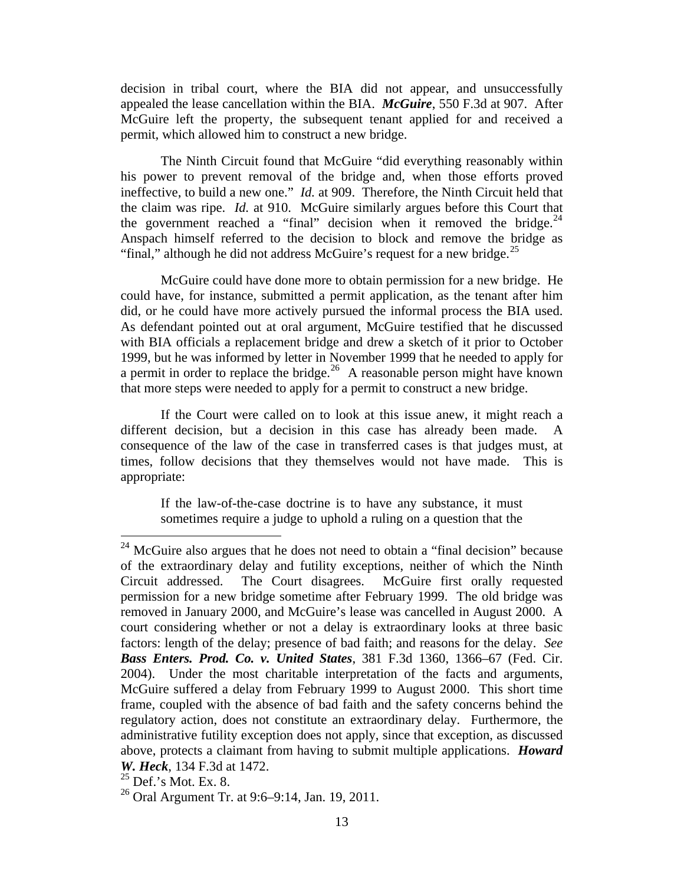decision in tribal court, where the BIA did not appear, and unsuccessfully appealed the lease cancellation within the BIA. ***McGuire***, 550 F.3d at 907. After McGuire left the property, the subsequent tenant applied for and received a permit, which allowed him to construct a new bridge.

The Ninth Circuit found that McGuire "did everything reasonably within his power to prevent removal of the bridge and, when those efforts proved ineffective, to build a new one." *Id.* at 909. Therefore, the Ninth Circuit held that the claim was ripe. *Id.* at 910. McGuire similarly argues before this Court that the government reached a "final" decision when it removed the bridge.[24] Anspach himself referred to the decision to block and remove the bridge as "final," although he did not address McGuire's request for a new bridge.[25]

McGuire could have done more to obtain permission for a new bridge. He could have, for instance, submitted a permit application, as the tenant after him did, or he could have more actively pursued the informal process the BIA used. As defendant pointed out at oral argument, McGuire testified that he discussed with BIA officials a replacement bridge and drew a sketch of it prior to October 1999, but he was informed by letter in November 1999 that he needed to apply for a permit in order to replace the bridge.[26] A reasonable person might have known that more steps were needed to apply for a permit to construct a new bridge.

If the Court were called on to look at this issue anew, it might reach a different decision, but a decision in this case has already been made. A consequence of the law of the case in transferred cases is that judges must, at times, follow decisions that they themselves would not have made. This is appropriate:

> If the law-of-the-case doctrine is to have any substance, it must sometimes require a judge to uphold a ruling on a question that the

---

[24] McGuire also argues that he does not need to obtain a "final decision" because of the extraordinary delay and futility exceptions, neither of which the Ninth Circuit addressed. The Court disagrees. McGuire first orally requested permission for a new bridge sometime after February 1999. The old bridge was removed in January 2000, and McGuire's lease was cancelled in August 2000. A court considering whether or not a delay is extraordinary looks at three basic factors: length of the delay; presence of bad faith; and reasons for the delay. *See* ***Bass Enters. Prod. Co. v. United States***, 381 F.3d 1360, 1366–67 (Fed. Cir. 2004). Under the most charitable interpretation of the facts and arguments, McGuire suffered a delay from February 1999 to August 2000. This short time frame, coupled with the absence of bad faith and the safety concerns behind the regulatory action, does not constitute an extraordinary delay. Furthermore, the administrative futility exception does not apply, since that exception, as discussed above, protects a claimant from having to submit multiple applications. ***Howard W. Heck***, 134 F.3d at 1472.

[25] Def.'s Mot. Ex. 8.

[26] Oral Argument Tr. at 9:6–9:14, Jan. 19, 2011.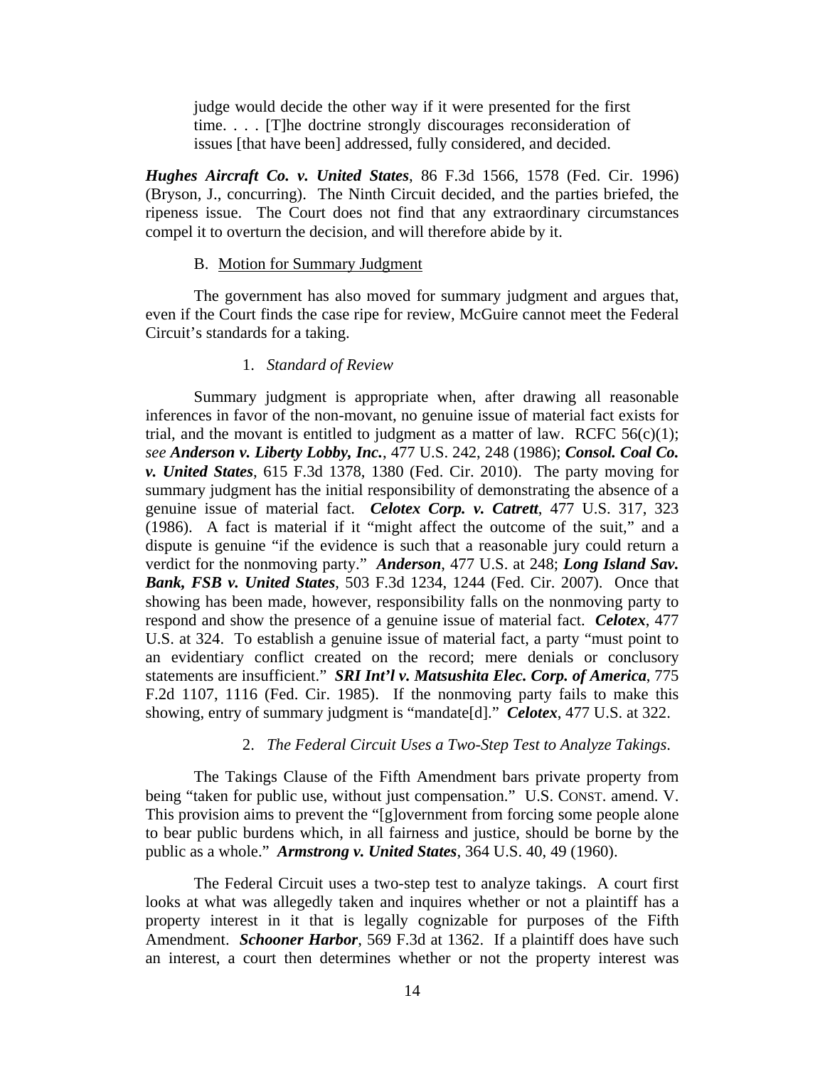> judge would decide the other way if it were presented for the first time. . . . [T]he doctrine strongly discourages reconsideration of issues [that have been] addressed, fully considered, and decided.

***Hughes Aircraft Co. v. United States***, 86 F.3d 1566, 1578 (Fed. Cir. 1996) (Bryson, J., concurring). The Ninth Circuit decided, and the parties briefed, the ripeness issue. The Court does not find that any extraordinary circumstances compel it to overturn the decision, and will therefore abide by it.

B. Motion for Summary Judgment

The government has also moved for summary judgment and argues that, even if the Court finds the case ripe for review, McGuire cannot meet the Federal Circuit's standards for a taking.

1. *Standard of Review*

Summary judgment is appropriate when, after drawing all reasonable inferences in favor of the non-movant, no genuine issue of material fact exists for trial, and the movant is entitled to judgment as a matter of law. RCFC 56(c)(1); *see* ***Anderson v. Liberty Lobby, Inc.***, 477 U.S. 242, 248 (1986); ***Consol. Coal Co. v. United States***, 615 F.3d 1378, 1380 (Fed. Cir. 2010). The party moving for summary judgment has the initial responsibility of demonstrating the absence of a genuine issue of material fact. ***Celotex Corp. v. Catrett***, 477 U.S. 317, 323 (1986). A fact is material if it "might affect the outcome of the suit," and a dispute is genuine "if the evidence is such that a reasonable jury could return a verdict for the nonmoving party." ***Anderson***, 477 U.S. at 248; ***Long Island Sav. Bank, FSB v. United States***, 503 F.3d 1234, 1244 (Fed. Cir. 2007). Once that showing has been made, however, responsibility falls on the nonmoving party to respond and show the presence of a genuine issue of material fact. ***Celotex***, 477 U.S. at 324. To establish a genuine issue of material fact, a party "must point to an evidentiary conflict created on the record; mere denials or conclusory statements are insufficient." ***SRI Int'l v. Matsushita Elec. Corp. of America***, 775 F.2d 1107, 1116 (Fed. Cir. 1985). If the nonmoving party fails to make this showing, entry of summary judgment is "mandate[d]." ***Celotex***, 477 U.S. at 322.

2. *The Federal Circuit Uses a Two-Step Test to Analyze Takings*.

The Takings Clause of the Fifth Amendment bars private property from being "taken for public use, without just compensation." U.S. CONST. amend. V. This provision aims to prevent the "[g]overnment from forcing some people alone to bear public burdens which, in all fairness and justice, should be borne by the public as a whole." ***Armstrong v. United States***, 364 U.S. 40, 49 (1960).

The Federal Circuit uses a two-step test to analyze takings. A court first looks at what was allegedly taken and inquires whether or not a plaintiff has a property interest in it that is legally cognizable for purposes of the Fifth Amendment. ***Schooner Harbor***, 569 F.3d at 1362. If a plaintiff does have such an interest, a court then determines whether or not the property interest was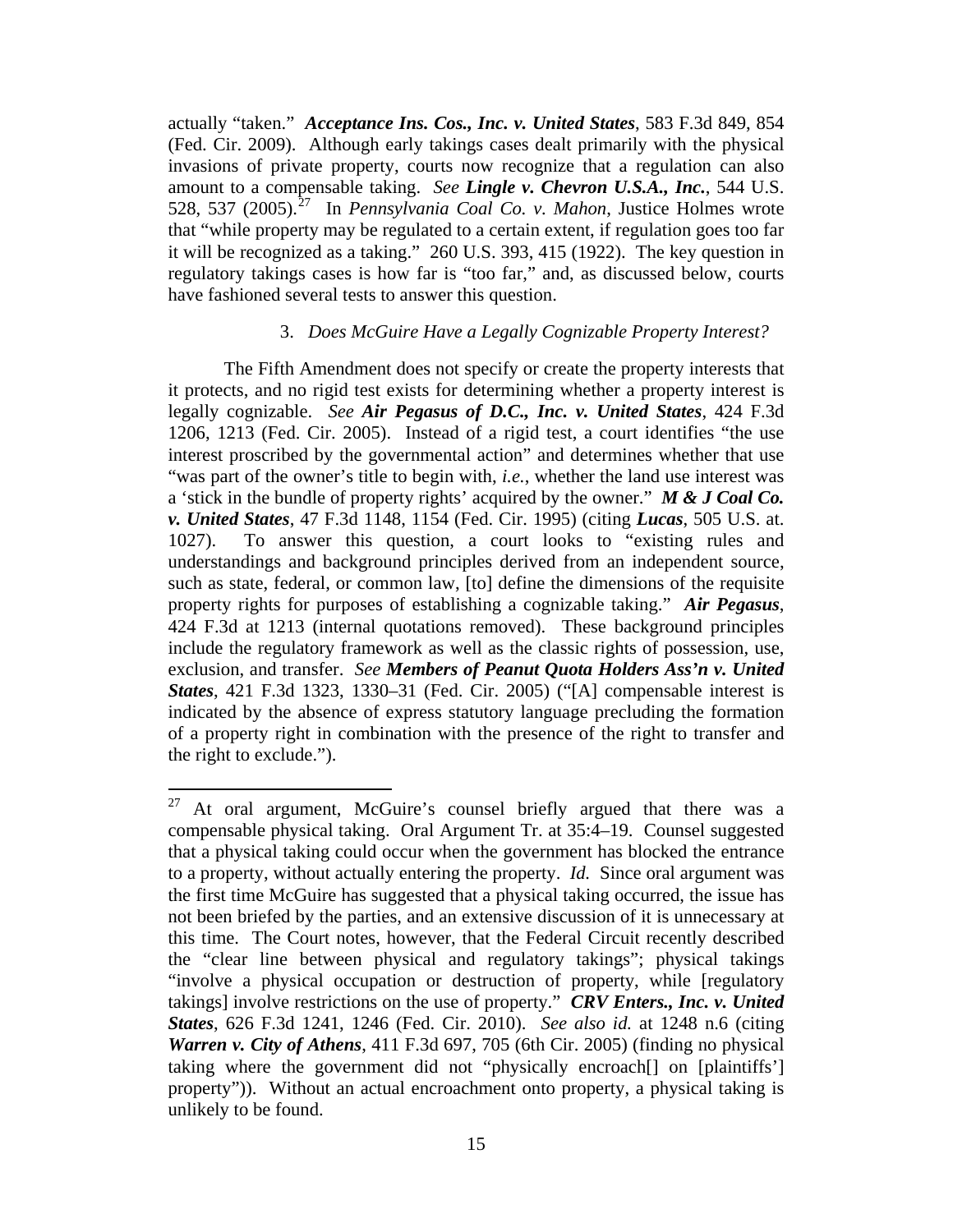actually "taken." ***Acceptance Ins. Cos., Inc. v. United States***, 583 F.3d 849, 854 (Fed. Cir. 2009). Although early takings cases dealt primarily with the physical invasions of private property, courts now recognize that a regulation can also amount to a compensable taking. *See* ***Lingle v. Chevron U.S.A., Inc.***, 544 U.S. 528, 537 (2005).[27] In *Pennsylvania Coal Co. v. Mahon*, Justice Holmes wrote that "while property may be regulated to a certain extent, if regulation goes too far it will be recognized as a taking." 260 U.S. 393, 415 (1922). The key question in regulatory takings cases is how far is "too far," and, as discussed below, courts have fashioned several tests to answer this question.

### 3. *Does McGuire Have a Legally Cognizable Property Interest?*

The Fifth Amendment does not specify or create the property interests that it protects, and no rigid test exists for determining whether a property interest is legally cognizable. *See* ***Air Pegasus of D.C., Inc. v. United States***, 424 F.3d 1206, 1213 (Fed. Cir. 2005). Instead of a rigid test, a court identifies "the use interest proscribed by the governmental action" and determines whether that use "was part of the owner's title to begin with, *i.e.*, whether the land use interest was a 'stick in the bundle of property rights' acquired by the owner." ***M & J Coal Co. v. United States***, 47 F.3d 1148, 1154 (Fed. Cir. 1995) (citing ***Lucas***, 505 U.S. at 1027). To answer this question, a court looks to "existing rules and understandings and background principles derived from an independent source, such as state, federal, or common law, [to] define the dimensions of the requisite property rights for purposes of establishing a cognizable taking." ***Air Pegasus***, 424 F.3d at 1213 (internal quotations removed). These background principles include the regulatory framework as well as the classic rights of possession, use, exclusion, and transfer. *See* ***Members of Peanut Quota Holders Ass'n v. United States***, 421 F.3d 1323, 1330–31 (Fed. Cir. 2005) ("[A] compensable interest is indicated by the absence of express statutory language precluding the formation of a property right in combination with the presence of the right to transfer and the right to exclude.").

---

[27] At oral argument, McGuire's counsel briefly argued that there was a compensable physical taking. Oral Argument Tr. at 35:4–19. Counsel suggested that a physical taking could occur when the government has blocked the entrance to a property, without actually entering the property. *Id.* Since oral argument was the first time McGuire has suggested that a physical taking occurred, the issue has not been briefed by the parties, and an extensive discussion of it is unnecessary at this time. The Court notes, however, that the Federal Circuit recently described the "clear line between physical and regulatory takings"; physical takings "involve a physical occupation or destruction of property, while [regulatory takings] involve restrictions on the use of property." ***CRV Enters., Inc. v. United States***, 626 F.3d 1241, 1246 (Fed. Cir. 2010). *See also id.* at 1248 n.6 (citing ***Warren v. City of Athens***, 411 F.3d 697, 705 (6th Cir. 2005) (finding no physical taking where the government did not "physically encroach[] on [plaintiffs'] property")). Without an actual encroachment onto property, a physical taking is unlikely to be found.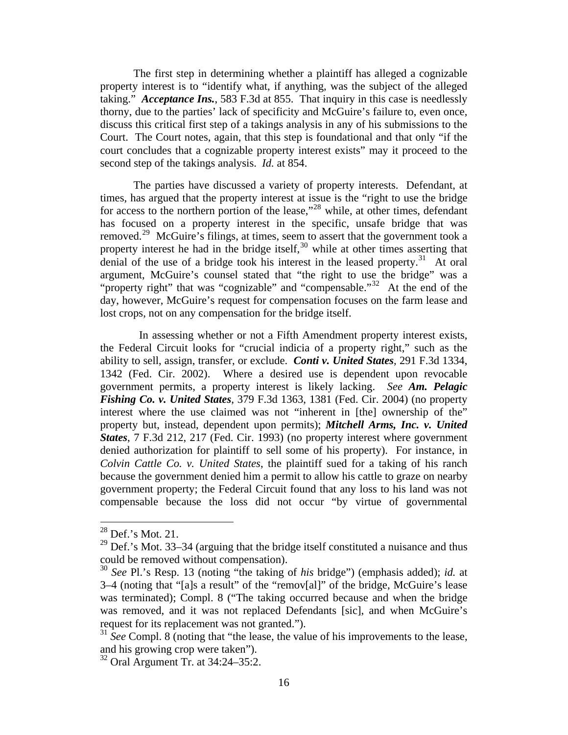The first step in determining whether a plaintiff has alleged a cognizable property interest is to "identify what, if anything, was the subject of the alleged taking." ***Acceptance Ins.***, 583 F.3d at 855. That inquiry in this case is needlessly thorny, due to the parties' lack of specificity and McGuire's failure to, even once, discuss this critical first step of a takings analysis in any of his submissions to the Court. The Court notes, again, that this step is foundational and that only "if the court concludes that a cognizable property interest exists" may it proceed to the second step of the takings analysis. *Id.* at 854.

The parties have discussed a variety of property interests. Defendant, at times, has argued that the property interest at issue is the "right to use the bridge for access to the northern portion of the lease,"[28] while, at other times, defendant has focused on a property interest in the specific, unsafe bridge that was removed.[29] McGuire's filings, at times, seem to assert that the government took a property interest he had in the bridge itself,[30] while at other times asserting that denial of the use of a bridge took his interest in the leased property.[31] At oral argument, McGuire's counsel stated that "the right to use the bridge" was a "property right" that was "cognizable" and "compensable."[32] At the end of the day, however, McGuire's request for compensation focuses on the farm lease and lost crops, not on any compensation for the bridge itself.

In assessing whether or not a Fifth Amendment property interest exists, the Federal Circuit looks for "crucial indicia of a property right," such as the ability to sell, assign, transfer, or exclude. ***Conti v. United States***, 291 F.3d 1334, 1342 (Fed. Cir. 2002). Where a desired use is dependent upon revocable government permits, a property interest is likely lacking. *See* ***Am. Pelagic Fishing Co. v. United States***, 379 F.3d 1363, 1381 (Fed. Cir. 2004) (no property interest where the use claimed was not "inherent in [the] ownership of the" property but, instead, dependent upon permits); ***Mitchell Arms, Inc. v. United States***, 7 F.3d 212, 217 (Fed. Cir. 1993) (no property interest where government denied authorization for plaintiff to sell some of his property). For instance, in *Colvin Cattle Co. v. United States*, the plaintiff sued for a taking of his ranch because the government denied him a permit to allow his cattle to graze on nearby government property; the Federal Circuit found that any loss to his land was not compensable because the loss did not occur "by virtue of governmental

---

[28] Def.'s Mot. 21.

[29] Def.'s Mot. 33–34 (arguing that the bridge itself constituted a nuisance and thus could be removed without compensation).

[30] *See* Pl.'s Resp. 13 (noting "the taking of *his* bridge") (emphasis added); *id.* at 3–4 (noting that "[a]s a result" of the "remov[al]" of the bridge, McGuire's lease was terminated); Compl. 8 ("The taking occurred because and when the bridge was removed, and it was not replaced Defendants [sic], and when McGuire's request for its replacement was not granted.").

[31] *See* Compl. 8 (noting that "the lease, the value of his improvements to the lease, and his growing crop were taken").

[32] Oral Argument Tr. at 34:24–35:2.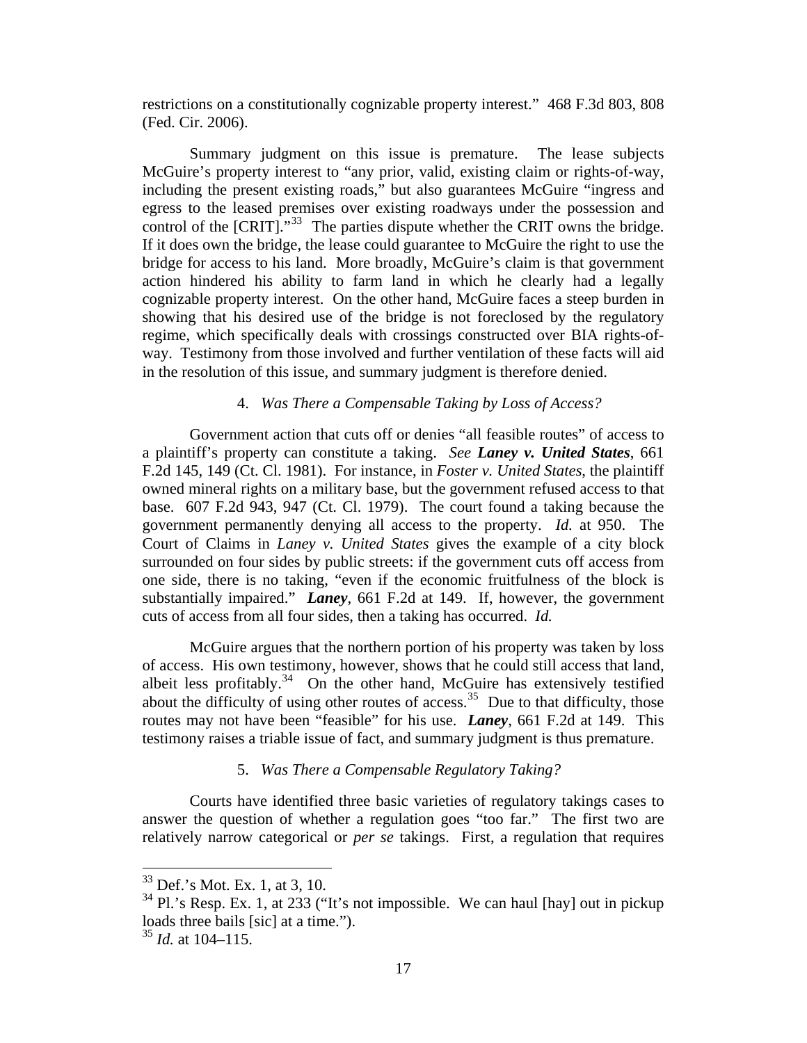restrictions on a constitutionally cognizable property interest." 468 F.3d 803, 808 (Fed. Cir. 2006).

Summary judgment on this issue is premature. The lease subjects McGuire's property interest to "any prior, valid, existing claim or rights-of-way, including the present existing roads," but also guarantees McGuire "ingress and egress to the leased premises over existing roadways under the possession and control of the [CRIT]."[33] The parties dispute whether the CRIT owns the bridge. If it does own the bridge, the lease could guarantee to McGuire the right to use the bridge for access to his land. More broadly, McGuire's claim is that government action hindered his ability to farm land in which he clearly had a legally cognizable property interest. On the other hand, McGuire faces a steep burden in showing that his desired use of the bridge is not foreclosed by the regulatory regime, which specifically deals with crossings constructed over BIA rights-of-way. Testimony from those involved and further ventilation of these facts will aid in the resolution of this issue, and summary judgment is therefore denied.

#### 4. *Was There a Compensable Taking by Loss of Access?*

Government action that cuts off or denies "all feasible routes" of access to a plaintiff's property can constitute a taking. *See* ***Laney v. United States***, 661 F.2d 145, 149 (Ct. Cl. 1981). For instance, in *Foster v. United States*, the plaintiff owned mineral rights on a military base, but the government refused access to that base. 607 F.2d 943, 947 (Ct. Cl. 1979). The court found a taking because the government permanently denying all access to the property. *Id.* at 950. The Court of Claims in *Laney v. United States* gives the example of a city block surrounded on four sides by public streets: if the government cuts off access from one side, there is no taking, "even if the economic fruitfulness of the block is substantially impaired." ***Laney***, 661 F.2d at 149. If, however, the government cuts of access from all four sides, then a taking has occurred. *Id.*

McGuire argues that the northern portion of his property was taken by loss of access. His own testimony, however, shows that he could still access that land, albeit less profitably.[34] On the other hand, McGuire has extensively testified about the difficulty of using other routes of access.[35] Due to that difficulty, those routes may not have been "feasible" for his use. ***Laney***, 661 F.2d at 149. This testimony raises a triable issue of fact, and summary judgment is thus premature.

#### 5. *Was There a Compensable Regulatory Taking?*

Courts have identified three basic varieties of regulatory takings cases to answer the question of whether a regulation goes "too far." The first two are relatively narrow categorical or *per se* takings. First, a regulation that requires

---

[33] Def.'s Mot. Ex. 1, at 3, 10.

[34] Pl.'s Resp. Ex. 1, at 233 ("It's not impossible. We can haul [hay] out in pickup loads three bails [sic] at a time.").

[35] *Id.* at 104–115.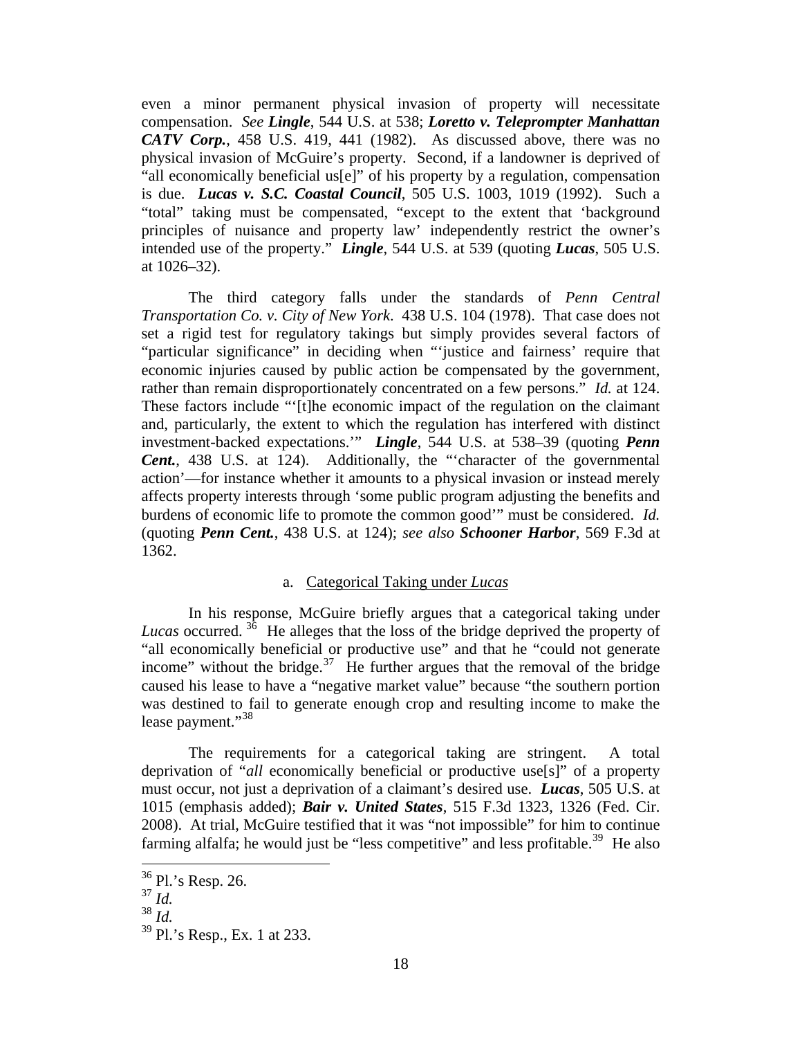even a minor permanent physical invasion of property will necessitate compensation. *See* ***Lingle***, 544 U.S. at 538; ***Loretto v. Teleprompter Manhattan CATV Corp.***, 458 U.S. 419, 441 (1982). As discussed above, there was no physical invasion of McGuire's property. Second, if a landowner is deprived of "all economically beneficial us[e]" of his property by a regulation, compensation is due. ***Lucas v. S.C. Coastal Council***, 505 U.S. 1003, 1019 (1992). Such a "total" taking must be compensated, "except to the extent that 'background principles of nuisance and property law' independently restrict the owner's intended use of the property." ***Lingle***, 544 U.S. at 539 (quoting ***Lucas***, 505 U.S. at 1026–32).

The third category falls under the standards of *Penn Central Transportation Co. v. City of New York*. 438 U.S. 104 (1978). That case does not set a rigid test for regulatory takings but simply provides several factors of "particular significance" in deciding when "'justice and fairness' require that economic injuries caused by public action be compensated by the government, rather than remain disproportionately concentrated on a few persons." *Id.* at 124. These factors include "'[t]he economic impact of the regulation on the claimant and, particularly, the extent to which the regulation has interfered with distinct investment-backed expectations.'" ***Lingle***, 544 U.S. at 538–39 (quoting ***Penn Cent.***, 438 U.S. at 124). Additionally, the "'character of the governmental action'—for instance whether it amounts to a physical invasion or instead merely affects property interests through 'some public program adjusting the benefits and burdens of economic life to promote the common good'" must be considered. *Id.* (quoting ***Penn Cent.***, 438 U.S. at 124); *see also* ***Schooner Harbor***, 569 F.3d at 1362.

a. Categorical Taking under *Lucas*

In his response, McGuire briefly argues that a categorical taking under *Lucas* occurred.[36] He alleges that the loss of the bridge deprived the property of "all economically beneficial or productive use" and that he "could not generate income" without the bridge.[37] He further argues that the removal of the bridge caused his lease to have a "negative market value" because "the southern portion was destined to fail to generate enough crop and resulting income to make the lease payment."[38]

The requirements for a categorical taking are stringent. A total deprivation of "*all* economically beneficial or productive use[s]" of a property must occur, not just a deprivation of a claimant's desired use. ***Lucas***, 505 U.S. at 1015 (emphasis added); ***Bair v. United States***, 515 F.3d 1323, 1326 (Fed. Cir. 2008). At trial, McGuire testified that it was "not impossible" for him to continue farming alfalfa; he would just be "less competitive" and less profitable.[39] He also

[36] Pl.'s Resp. 26.
[37] *Id.*
[38] *Id.*
[39] Pl.'s Resp., Ex. 1 at 233.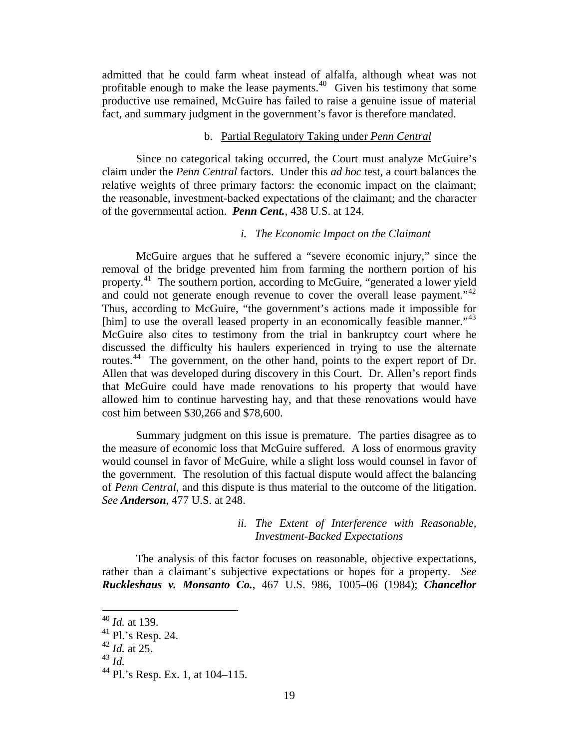admitted that he could farm wheat instead of alfalfa, although wheat was not profitable enough to make the lease payments.[40] Given his testimony that some productive use remained, McGuire has failed to raise a genuine issue of material fact, and summary judgment in the government's favor is therefore mandated.

b. Partial Regulatory Taking under *Penn Central*

Since no categorical taking occurred, the Court must analyze McGuire's claim under the *Penn Central* factors. Under this *ad hoc* test, a court balances the relative weights of three primary factors: the economic impact on the claimant; the reasonable, investment-backed expectations of the claimant; and the character of the governmental action. ***Penn Cent.***, 438 U.S. at 124.

*i. The Economic Impact on the Claimant*

McGuire argues that he suffered a "severe economic injury," since the removal of the bridge prevented him from farming the northern portion of his property.[41] The southern portion, according to McGuire, "generated a lower yield and could not generate enough revenue to cover the overall lease payment."[42] Thus, according to McGuire, "the government's actions made it impossible for [him] to use the overall leased property in an economically feasible manner."[43] McGuire also cites to testimony from the trial in bankruptcy court where he discussed the difficulty his haulers experienced in trying to use the alternate routes.[44] The government, on the other hand, points to the expert report of Dr. Allen that was developed during discovery in this Court. Dr. Allen's report finds that McGuire could have made renovations to his property that would have allowed him to continue harvesting hay, and that these renovations would have cost him between $30,266 and $78,600.

Summary judgment on this issue is premature. The parties disagree as to the measure of economic loss that McGuire suffered. A loss of enormous gravity would counsel in favor of McGuire, while a slight loss would counsel in favor of the government. The resolution of this factual dispute would affect the balancing of *Penn Central*, and this dispute is thus material to the outcome of the litigation. *See* ***Anderson***, 477 U.S. at 248.

*ii. The Extent of Interference with Reasonable, Investment-Backed Expectations*

The analysis of this factor focuses on reasonable, objective expectations, rather than a claimant's subjective expectations or hopes for a property. *See* ***Ruckleshaus v. Monsanto Co.***, 467 U.S. 986, 1005–06 (1984); ***Chancellor***

---

[40] *Id.* at 139.

[41] Pl.'s Resp. 24.

[42] *Id.* at 25.

[43] *Id.*

[44] Pl.'s Resp. Ex. 1, at 104–115.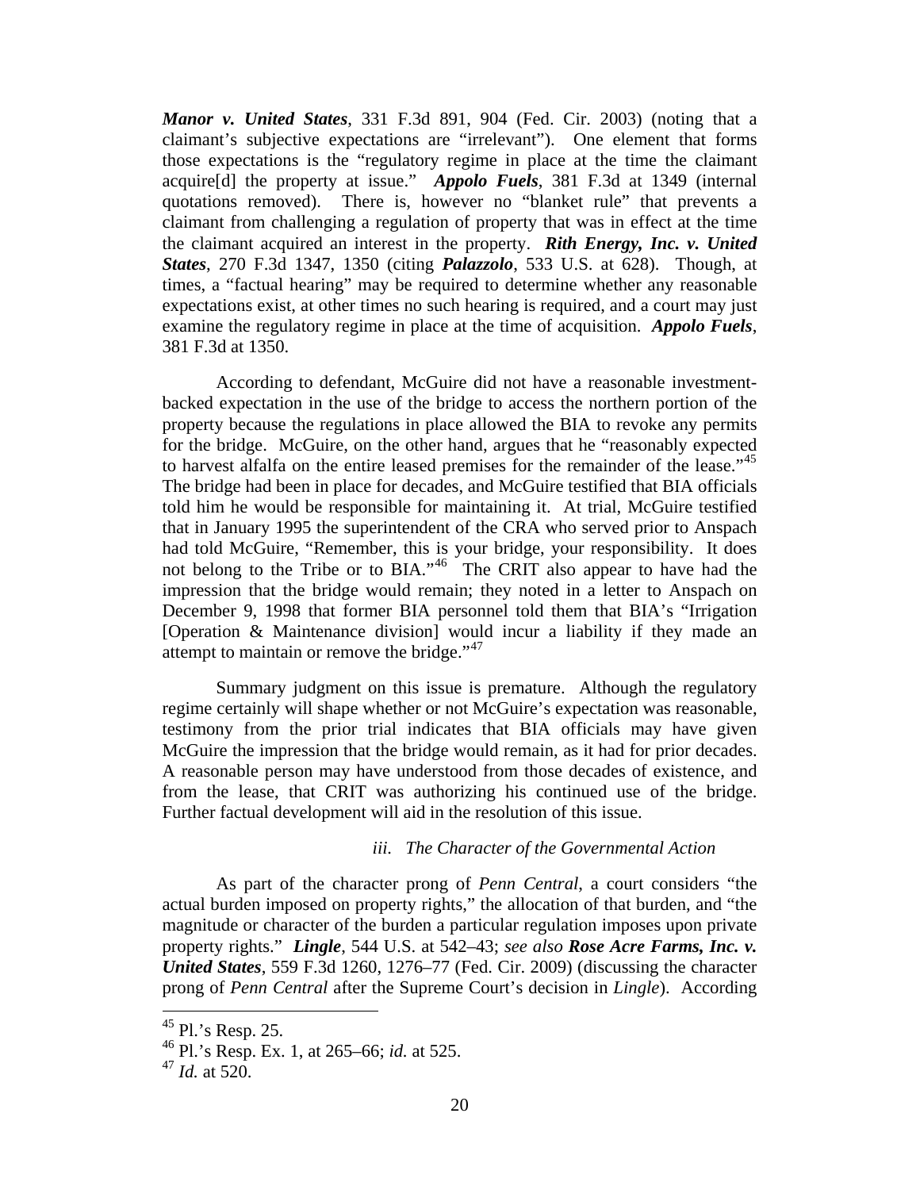***Manor v. United States***, 331 F.3d 891, 904 (Fed. Cir. 2003) (noting that a claimant's subjective expectations are "irrelevant"). One element that forms those expectations is the "regulatory regime in place at the time the claimant acquire[d] the property at issue." ***Appolo Fuels***, 381 F.3d at 1349 (internal quotations removed). There is, however no "blanket rule" that prevents a claimant from challenging a regulation of property that was in effect at the time the claimant acquired an interest in the property. ***Rith Energy, Inc. v. United States***, 270 F.3d 1347, 1350 (citing ***Palazzolo***, 533 U.S. at 628). Though, at times, a "factual hearing" may be required to determine whether any reasonable expectations exist, at other times no such hearing is required, and a court may just examine the regulatory regime in place at the time of acquisition. ***Appolo Fuels***, 381 F.3d at 1350.

According to defendant, McGuire did not have a reasonable investment-backed expectation in the use of the bridge to access the northern portion of the property because the regulations in place allowed the BIA to revoke any permits for the bridge. McGuire, on the other hand, argues that he "reasonably expected to harvest alfalfa on the entire leased premises for the remainder of the lease."[45] The bridge had been in place for decades, and McGuire testified that BIA officials told him he would be responsible for maintaining it. At trial, McGuire testified that in January 1995 the superintendent of the CRA who served prior to Anspach had told McGuire, "Remember, this is your bridge, your responsibility. It does not belong to the Tribe or to BIA."[46] The CRIT also appear to have had the impression that the bridge would remain; they noted in a letter to Anspach on December 9, 1998 that former BIA personnel told them that BIA's "Irrigation [Operation & Maintenance division] would incur a liability if they made an attempt to maintain or remove the bridge."[47]

Summary judgment on this issue is premature. Although the regulatory regime certainly will shape whether or not McGuire's expectation was reasonable, testimony from the prior trial indicates that BIA officials may have given McGuire the impression that the bridge would remain, as it had for prior decades. A reasonable person may have understood from those decades of existence, and from the lease, that CRIT was authorizing his continued use of the bridge. Further factual development will aid in the resolution of this issue.

*iii. The Character of the Governmental Action*

As part of the character prong of *Penn Central*, a court considers "the actual burden imposed on property rights," the allocation of that burden, and "the magnitude or character of the burden a particular regulation imposes upon private property rights." ***Lingle***, 544 U.S. at 542–43; *see also* ***Rose Acre Farms, Inc. v. United States***, 559 F.3d 1260, 1276–77 (Fed. Cir. 2009) (discussing the character prong of *Penn Central* after the Supreme Court's decision in *Lingle*). According

---

[45] Pl.'s Resp. 25.

[46] Pl.'s Resp. Ex. 1, at 265–66; *id.* at 525.

[47] *Id.* at 520.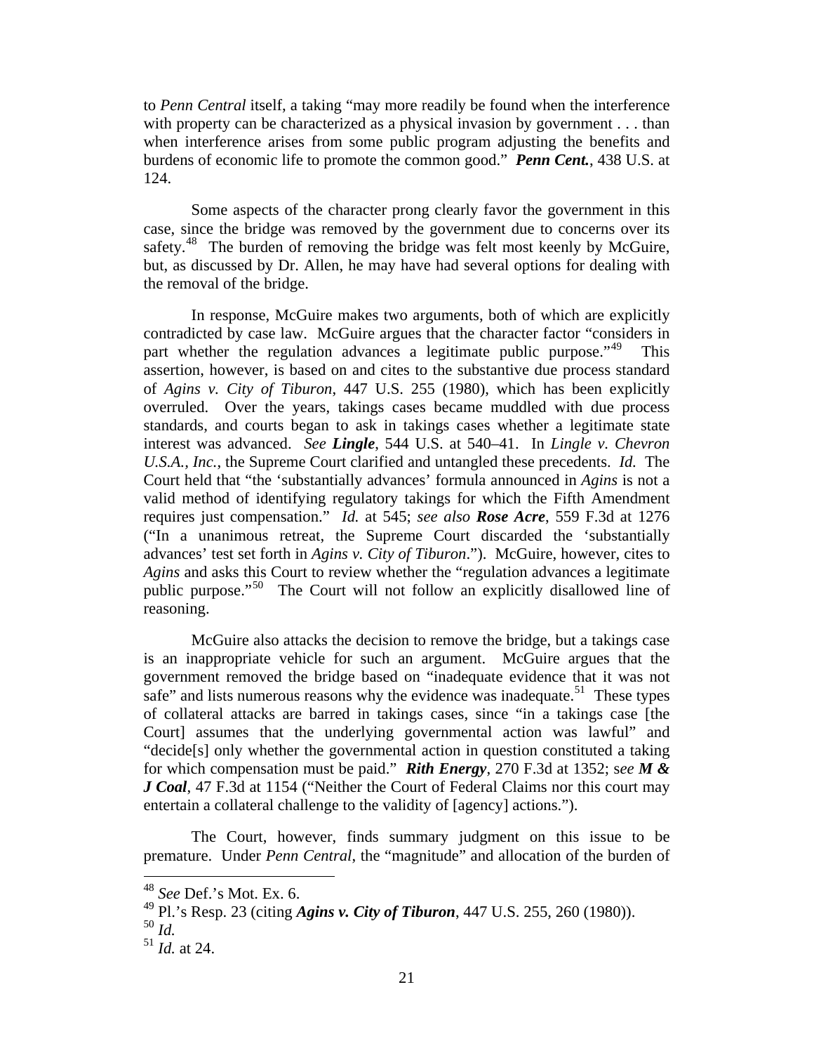to *Penn Central* itself, a taking "may more readily be found when the interference with property can be characterized as a physical invasion by government . . . than when interference arises from some public program adjusting the benefits and burdens of economic life to promote the common good." ***Penn Cent.***, 438 U.S. at 124.

Some aspects of the character prong clearly favor the government in this case, since the bridge was removed by the government due to concerns over its safety.[48] The burden of removing the bridge was felt most keenly by McGuire, but, as discussed by Dr. Allen, he may have had several options for dealing with the removal of the bridge.

In response, McGuire makes two arguments, both of which are explicitly contradicted by case law. McGuire argues that the character factor "considers in part whether the regulation advances a legitimate public purpose."[49] This assertion, however, is based on and cites to the substantive due process standard of *Agins v. City of Tiburon*, 447 U.S. 255 (1980), which has been explicitly overruled. Over the years, takings cases became muddled with due process standards, and courts began to ask in takings cases whether a legitimate state interest was advanced. *See* ***Lingle***, 544 U.S. at 540–41. In *Lingle v. Chevron U.S.A., Inc.*, the Supreme Court clarified and untangled these precedents. *Id.* The Court held that "the 'substantially advances' formula announced in *Agins* is not a valid method of identifying regulatory takings for which the Fifth Amendment requires just compensation." *Id.* at 545; *see also* ***Rose Acre***, 559 F.3d at 1276 ("In a unanimous retreat, the Supreme Court discarded the 'substantially advances' test set forth in *Agins v. City of Tiburon*."). McGuire, however, cites to *Agins* and asks this Court to review whether the "regulation advances a legitimate public purpose."[50] The Court will not follow an explicitly disallowed line of reasoning.

McGuire also attacks the decision to remove the bridge, but a takings case is an inappropriate vehicle for such an argument. McGuire argues that the government removed the bridge based on "inadequate evidence that it was not safe" and lists numerous reasons why the evidence was inadequate.[51] These types of collateral attacks are barred in takings cases, since "in a takings case [the Court] assumes that the underlying governmental action was lawful" and "decide[s] only whether the governmental action in question constituted a taking for which compensation must be paid." ***Rith Energy***, 270 F.3d at 1352; *see* ***M & J Coal***, 47 F.3d at 1154 ("Neither the Court of Federal Claims nor this court may entertain a collateral challenge to the validity of [agency] actions.").

The Court, however, finds summary judgment on this issue to be premature. Under *Penn Central*, the "magnitude" and allocation of the burden of

---

[48] *See* Def.'s Mot. Ex. 6.

[49] Pl.'s Resp. 23 (citing ***Agins v. City of Tiburon***, 447 U.S. 255, 260 (1980)).

[50] *Id.*

[51] *Id.* at 24.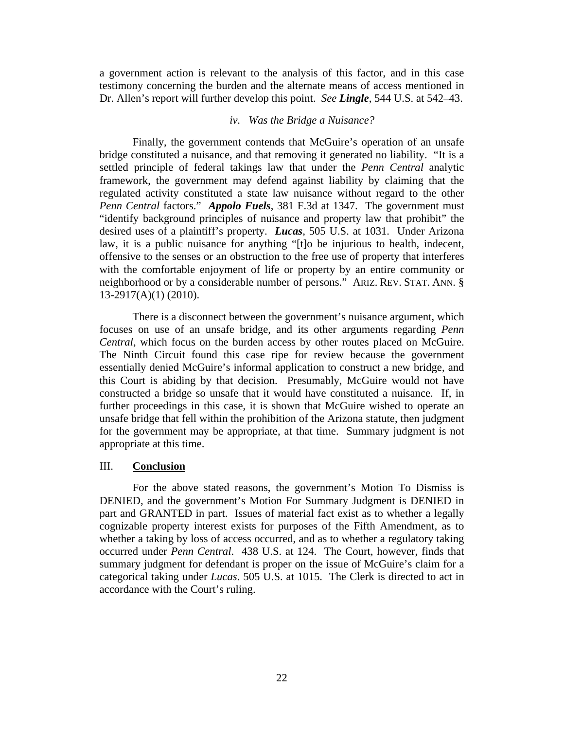a government action is relevant to the analysis of this factor, and in this case testimony concerning the burden and the alternate means of access mentioned in Dr. Allen's report will further develop this point. *See* ***Lingle***, 544 U.S. at 542–43.

### *iv. Was the Bridge a Nuisance?*

Finally, the government contends that McGuire's operation of an unsafe bridge constituted a nuisance, and that removing it generated no liability. "It is a settled principle of federal takings law that under the *Penn Central* analytic framework, the government may defend against liability by claiming that the regulated activity constituted a state law nuisance without regard to the other *Penn Central* factors." ***Appolo Fuels***, 381 F.3d at 1347. The government must "identify background principles of nuisance and property law that prohibit" the desired uses of a plaintiff's property. ***Lucas***, 505 U.S. at 1031. Under Arizona law, it is a public nuisance for anything "[t]o be injurious to health, indecent, offensive to the senses or an obstruction to the free use of property that interferes with the comfortable enjoyment of life or property by an entire community or neighborhood or by a considerable number of persons." ARIZ. REV. STAT. ANN. § 13-2917(A)(1) (2010).

There is a disconnect between the government's nuisance argument, which focuses on use of an unsafe bridge, and its other arguments regarding *Penn Central*, which focus on the burden access by other routes placed on McGuire. The Ninth Circuit found this case ripe for review because the government essentially denied McGuire's informal application to construct a new bridge, and this Court is abiding by that decision. Presumably, McGuire would not have constructed a bridge so unsafe that it would have constituted a nuisance. If, in further proceedings in this case, it is shown that McGuire wished to operate an unsafe bridge that fell within the prohibition of the Arizona statute, then judgment for the government may be appropriate, at that time. Summary judgment is not appropriate at this time.

## III. **Conclusion**

For the above stated reasons, the government's Motion To Dismiss is DENIED, and the government's Motion For Summary Judgment is DENIED in part and GRANTED in part. Issues of material fact exist as to whether a legally cognizable property interest exists for purposes of the Fifth Amendment, as to whether a taking by loss of access occurred, and as to whether a regulatory taking occurred under *Penn Central*. 438 U.S. at 124. The Court, however, finds that summary judgment for defendant is proper on the issue of McGuire's claim for a categorical taking under *Lucas*. 505 U.S. at 1015. The Clerk is directed to act in accordance with the Court's ruling.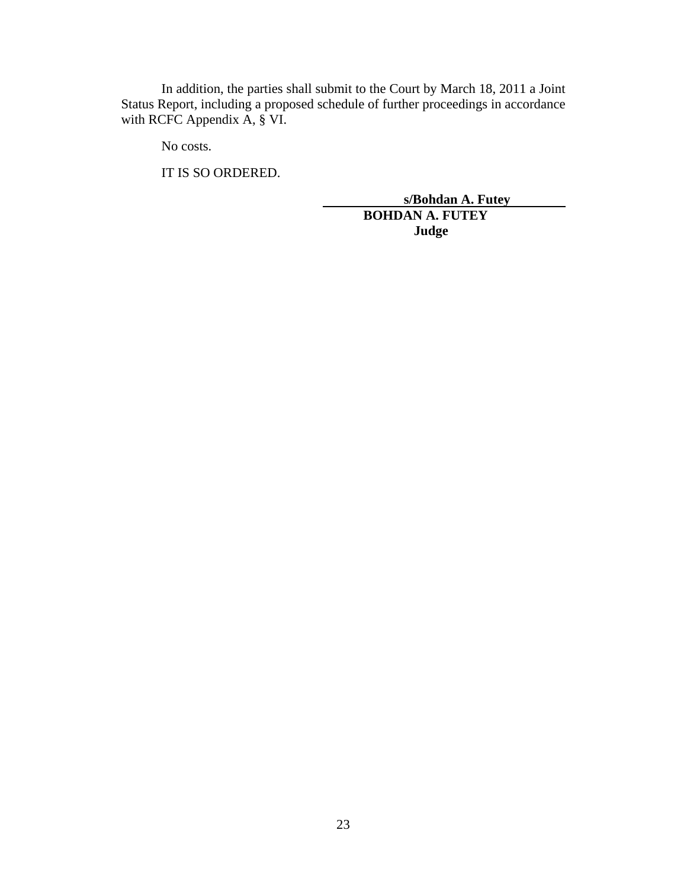In addition, the parties shall submit to the Court by March 18, 2011 a Joint Status Report, including a proposed schedule of further proceedings in accordance with RCFC Appendix A, § VI.

No costs.

IT IS SO ORDERED.

**s/Bohdan A. Futey**
**BOHDAN A. FUTEY**
**Judge**